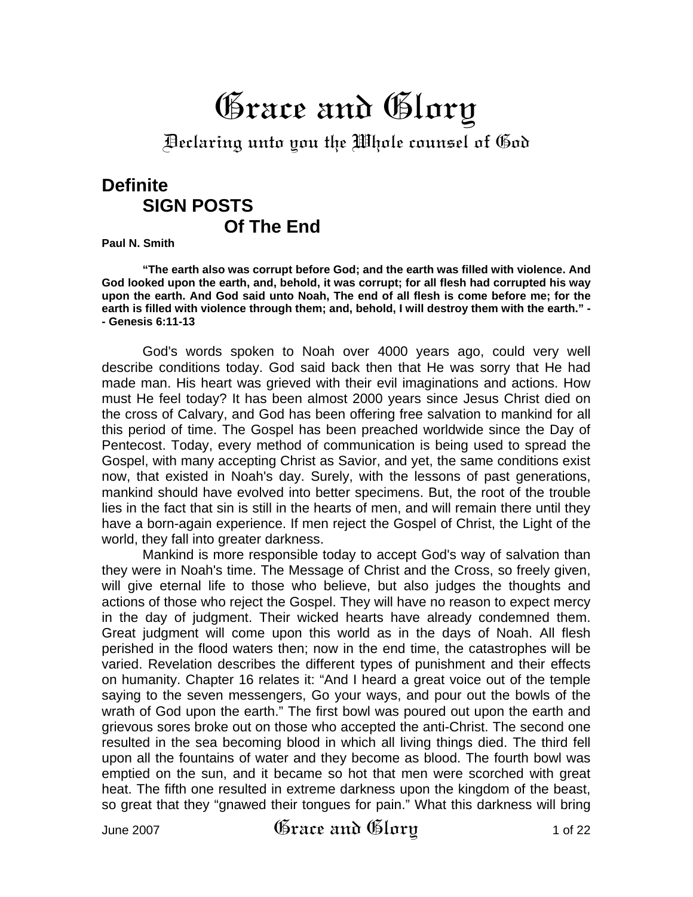# Grace and Glory

## Declaring unto you the Whole counsel of God

## Definite SIGN POSTS Of The End

**Paul N. Smith**

**"The earth also was corrupt before God; and the earth was filled with violence. And God looked upon the earth, and, behold, it was corrupt; for all flesh had corrupted his way upon the earth. And God said unto Noah, The end of all flesh is come before me; for the earth is filled with violence through them; and, behold, I will destroy them with the earth." -- Genesis 6:11-13**

God's words spoken to Noah over 4000 years ago, could very well describe conditions today. God said back then that He was sorry that He had made man. His heart was grieved with their evil imaginations and actions. How must He feel today? It has been almost 2000 years since Jesus Christ died on the cross of Calvary, and God has been offering free salvation to mankind for all this period of time. The Gospel has been preached worldwide since the Day of Pentecost. Today, every method of communication is being used to spread the Gospel, with many accepting Christ as Savior, and yet, the same conditions exist now, that existed in Noah's day. Surely, with the lessons of past generations, mankind should have evolved into better specimens. But, the root of the trouble lies in the fact that sin is still in the hearts of men, and will remain there until they have a born-again experience. If men reject the Gospel of Christ, the Light of the world, they fall into greater darkness.

Mankind is more responsible today to accept God's way of salvation than they were in Noah's time. The Message of Christ and the Cross, so freely given, will give eternal life to those who believe, but also judges the thoughts and actions of those who reject the Gospel. They will have no reason to expect mercy in the day of judgment. Their wicked hearts have already condemned them. Great judgment will come upon this world as in the days of Noah. All flesh perished in the flood waters then; now in the end time, the catastrophes will be varied. Revelation describes the different types of punishment and their effects on humanity. Chapter 16 relates it: "And I heard a great voice out of the temple saying to the seven messengers, Go your ways, and pour out the bowls of the wrath of God upon the earth." The first bowl was poured out upon the earth and grievous sores broke out on those who accepted the anti-Christ. The second one resulted in the sea becoming blood in which all living things died. The third fell upon all the fountains of water and they become as blood. The fourth bowl was emptied on the sun, and it became so hot that men were scorched with great heat. The fifth one resulted in extreme darkness upon the kingdom of the beast, so great that they "gnawed their tongues for pain." What this darkness will bring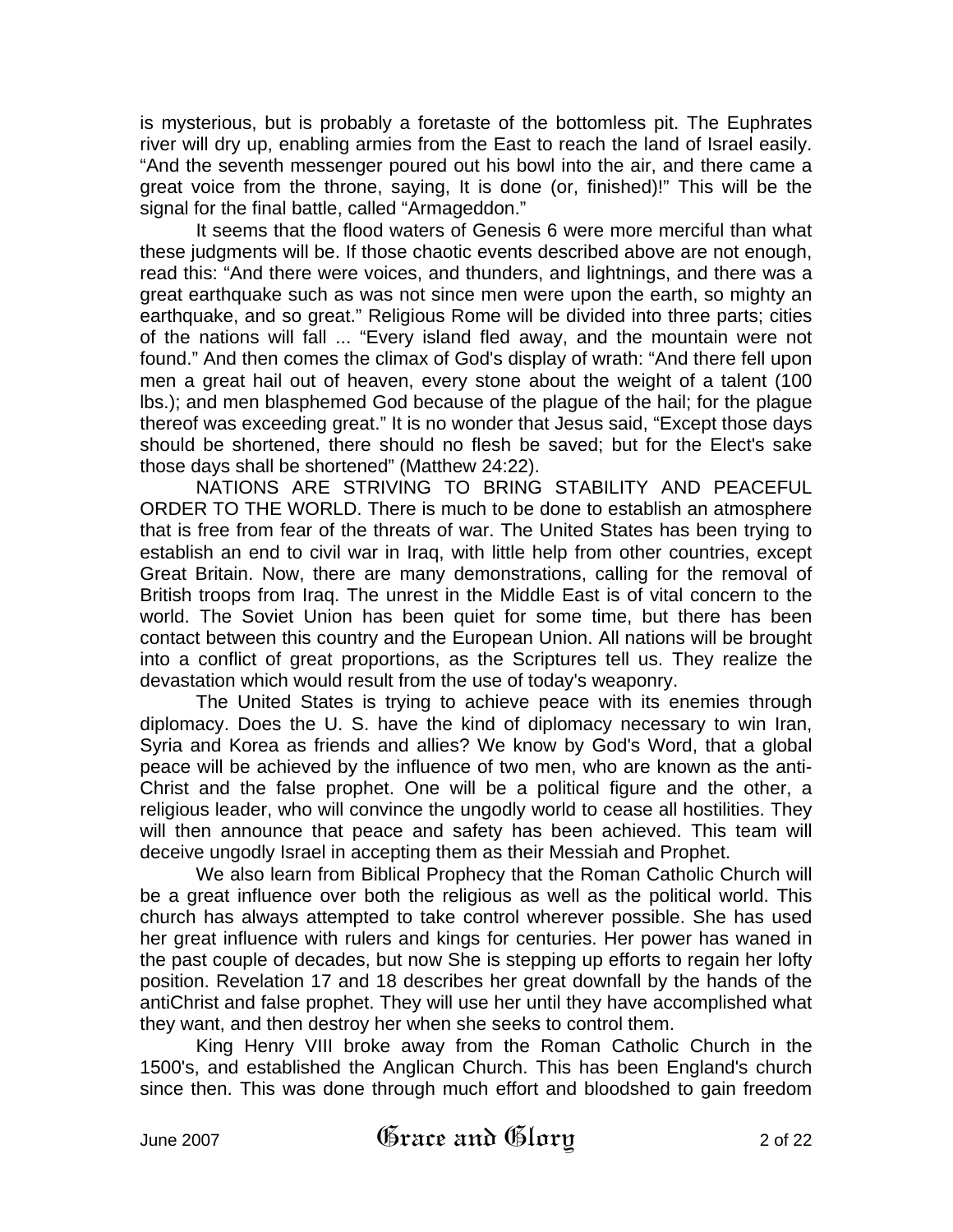is mysterious, but is probably a foretaste of the bottomless pit. The Euphrates river will dry up, enabling armies from the East to reach the land of Israel easily. "And the seventh messenger poured out his bowl into the air, and there came a great voice from the throne, saying, It is done (or, finished)!" This will be the signal for the final battle, called "Armageddon."

It seems that the flood waters of Genesis 6 were more merciful than what these judgments will be. If those chaotic events described above are not enough, read this: "And there were voices, and thunders, and lightnings, and there was a great earthquake such as was not since men were upon the earth, so mighty an earthquake, and so great." Religious Rome will be divided into three parts; cities of the nations will fall ... "Every island fled away, and the mountain were not found." And then comes the climax of God's display of wrath: "And there fell upon men a great hail out of heaven, every stone about the weight of a talent (100 lbs.); and men blasphemed God because of the plague of the hail; for the plague thereof was exceeding great." It is no wonder that Jesus said, "Except those days should be shortened, there should no flesh be saved; but for the Elect's sake those days shall be shortened" (Matthew 24:22).

NATIONS ARE STRIVING TO BRING STABILITY AND PEACEFUL ORDER TO THE WORLD. There is much to be done to establish an atmosphere that is free from fear of the threats of war. The United States has been trying to establish an end to civil war in Iraq, with little help from other countries, except Great Britain. Now, there are many demonstrations, calling for the removal of British troops from Iraq. The unrest in the Middle East is of vital concern to the world. The Soviet Union has been quiet for some time, but there has been contact between this country and the European Union. All nations will be brought into a conflict of great proportions, as the Scriptures tell us. They realize the devastation which would result from the use of today's weaponry.

The United States is trying to achieve peace with its enemies through diplomacy. Does the U. S. have the kind of diplomacy necessary to win Iran, Syria and Korea as friends and allies? We know by God's Word, that a global peace will be achieved by the influence of two men, who are known as the anti-Christ and the false prophet. One will be a political figure and the other, a religious leader, who will convince the ungodly world to cease all hostilities. They will then announce that peace and safety has been achieved. This team will deceive ungodly Israel in accepting them as their Messiah and Prophet.

We also learn from Biblical Prophecy that the Roman Catholic Church will be a great influence over both the religious as well as the political world. This church has always attempted to take control wherever possible. She has used her great influence with rulers and kings for centuries. Her power has waned in the past couple of decades, but now She is stepping up efforts to regain her lofty position. Revelation 17 and 18 describes her great downfall by the hands of the antiChrist and false prophet. They will use her until they have accomplished what they want, and then destroy her when she seeks to control them.

King Henry VIII broke away from the Roman Catholic Church in the 1500's, and established the Anglican Church. This has been England's church since then. This was done through much effort and bloodshed to gain freedom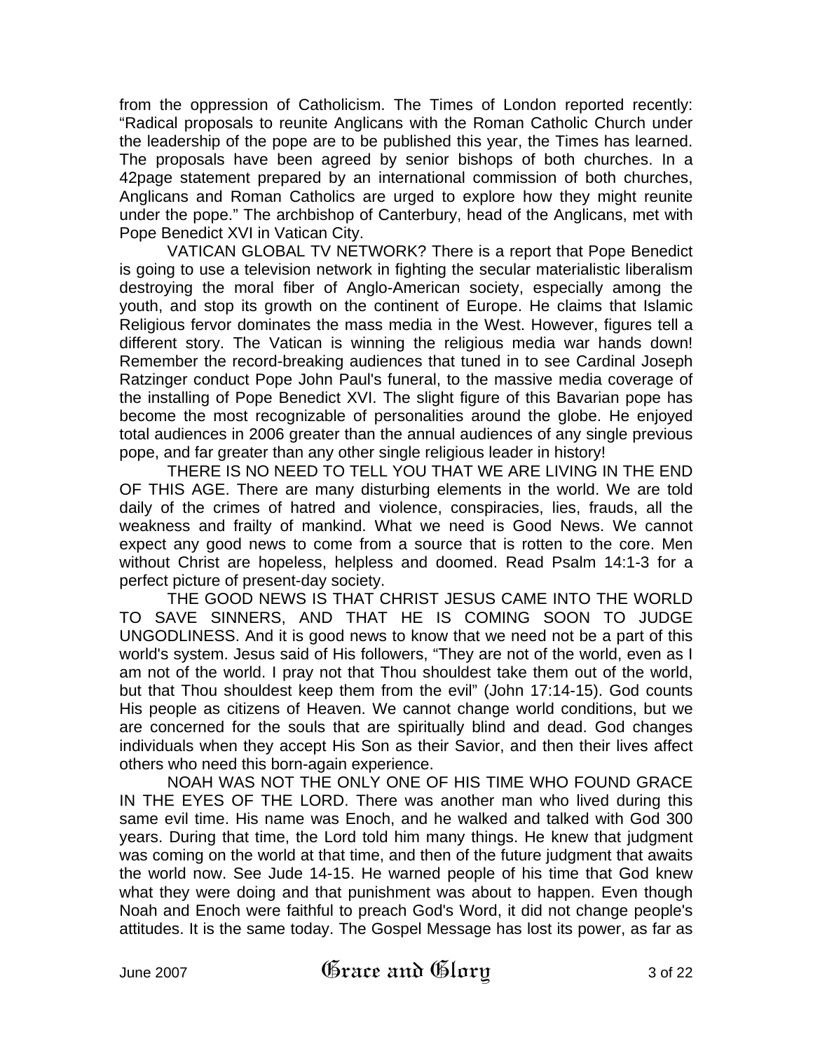from the oppression of Catholicism. The Times of London reported recently: "Radical proposals to reunite Anglicans with the Roman Catholic Church under the leadership of the pope are to be published this year, the Times has learned. The proposals have been agreed by senior bishops of both churches. In a 42page statement prepared by an international commission of both churches, Anglicans and Roman Catholics are urged to explore how they might reunite under the pope." The archbishop of Canterbury, head of the Anglicans, met with Pope Benedict XVI in Vatican City.

VATICAN GLOBAL TV NETWORK? There is a report that Pope Benedict is going to use a television network in fighting the secular materialistic liberalism destroying the moral fiber of Anglo-American society, especially among the youth, and stop its growth on the continent of Europe. He claims that Islamic Religious fervor dominates the mass media in the West. However, figures tell a different story. The Vatican is winning the religious media war hands down! Remember the record-breaking audiences that tuned in to see Cardinal Joseph Ratzinger conduct Pope John Paul's funeral, to the massive media coverage of the installing of Pope Benedict XVI. The slight figure of this Bavarian pope has become the most recognizable of personalities around the globe. He enjoyed total audiences in 2006 greater than the annual audiences of any single previous pope, and far greater than any other single religious leader in history!

THERE IS NO NEED TO TELL YOU THAT WE ARE LIVING IN THE END OF THIS AGE. There are many disturbing elements in the world. We are told daily of the crimes of hatred and violence, conspiracies, lies, frauds, all the weakness and frailty of mankind. What we need is Good News. We cannot expect any good news to come from a source that is rotten to the core. Men without Christ are hopeless, helpless and doomed. Read Psalm 14:1-3 for a perfect picture of present-day society.

THE GOOD NEWS IS THAT CHRIST JESUS CAME INTO THE WORLD TO SAVE SINNERS, AND THAT HE IS COMING SOON TO JUDGE UNGODLINESS. And it is good news to know that we need not be a part of this world's system. Jesus said of His followers, "They are not of the world, even as I am not of the world. I pray not that Thou shouldest take them out of the world, but that Thou shouldest keep them from the evil" (John 17:14-15). God counts His people as citizens of Heaven. We cannot change world conditions, but we are concerned for the souls that are spiritually blind and dead. God changes individuals when they accept His Son as their Savior, and then their lives affect others who need this born-again experience.

NOAH WAS NOT THE ONLY ONE OF HIS TIME WHO FOUND GRACE IN THE EYES OF THE LORD. There was another man who lived during this same evil time. His name was Enoch, and he walked and talked with God 300 years. During that time, the Lord told him many things. He knew that judgment was coming on the world at that time, and then of the future judgment that awaits the world now. See Jude 14-15. He warned people of his time that God knew what they were doing and that punishment was about to happen. Even though Noah and Enoch were faithful to preach God's Word, it did not change people's attitudes. It is the same today. The Gospel Message has lost its power, as far as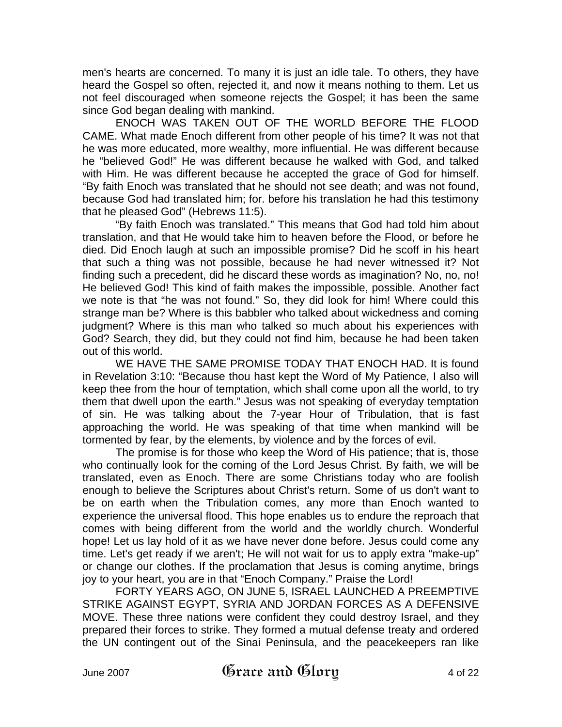men's hearts are concerned. To many it is just an idle tale. To others, they have heard the Gospel so often, rejected it, and now it means nothing to them. Let us not feel discouraged when someone rejects the Gospel; it has been the same since God began dealing with mankind.

ENOCH WAS TAKEN OUT OF THE WORLD BEFORE THE FLOOD CAME. What made Enoch different from other people of his time? It was not that he was more educated, more wealthy, more influential. He was different because he "believed God!" He was different because he walked with God, and talked with Him. He was different because he accepted the grace of God for himself. "By faith Enoch was translated that he should not see death; and was not found, because God had translated him; for. before his translation he had this testimony that he pleased God" (Hebrews 11:5).

"By faith Enoch was translated." This means that God had told him about translation, and that He would take him to heaven before the Flood, or before he died. Did Enoch laugh at such an impossible promise? Did he scoff in his heart that such a thing was not possible, because he had never witnessed it? Not finding such a precedent, did he discard these words as imagination? No, no, no! He believed God! This kind of faith makes the impossible, possible. Another fact we note is that "he was not found." So, they did look for him! Where could this strange man be? Where is this babbler who talked about wickedness and coming judgment? Where is this man who talked so much about his experiences with God? Search, they did, but they could not find him, because he had been taken out of this world.

WE HAVE THE SAME PROMISE TODAY THAT ENOCH HAD. It is found in Revelation 3:10: "Because thou hast kept the Word of My Patience, I also will keep thee from the hour of temptation, which shall come upon all the world, to try them that dwell upon the earth." Jesus was not speaking of everyday temptation of sin. He was talking about the 7-year Hour of Tribulation, that is fast approaching the world. He was speaking of that time when mankind will be tormented by fear, by the elements, by violence and by the forces of evil.

The promise is for those who keep the Word of His patience; that is, those who continually look for the coming of the Lord Jesus Christ. By faith, we will be translated, even as Enoch. There are some Christians today who are foolish enough to believe the Scriptures about Christ's return. Some of us don't want to be on earth when the Tribulation comes, any more than Enoch wanted to experience the universal flood. This hope enables us to endure the reproach that comes with being different from the world and the worldly church. Wonderful hope! Let us lay hold of it as we have never done before. Jesus could come any time. Let's get ready if we aren't; He will not wait for us to apply extra "make-up" or change our clothes. If the proclamation that Jesus is coming anytime, brings joy to your heart, you are in that "Enoch Company." Praise the Lord!

FORTY YEARS AGO, ON JUNE 5, ISRAEL LAUNCHED A PREEMPTIVE STRIKE AGAINST EGYPT, SYRIA AND JORDAN FORCES AS A DEFENSIVE MOVE. These three nations were confident they could destroy Israel, and they prepared their forces to strike. They formed a mutual defense treaty and ordered the UN contingent out of the Sinai Peninsula, and the peacekeepers ran like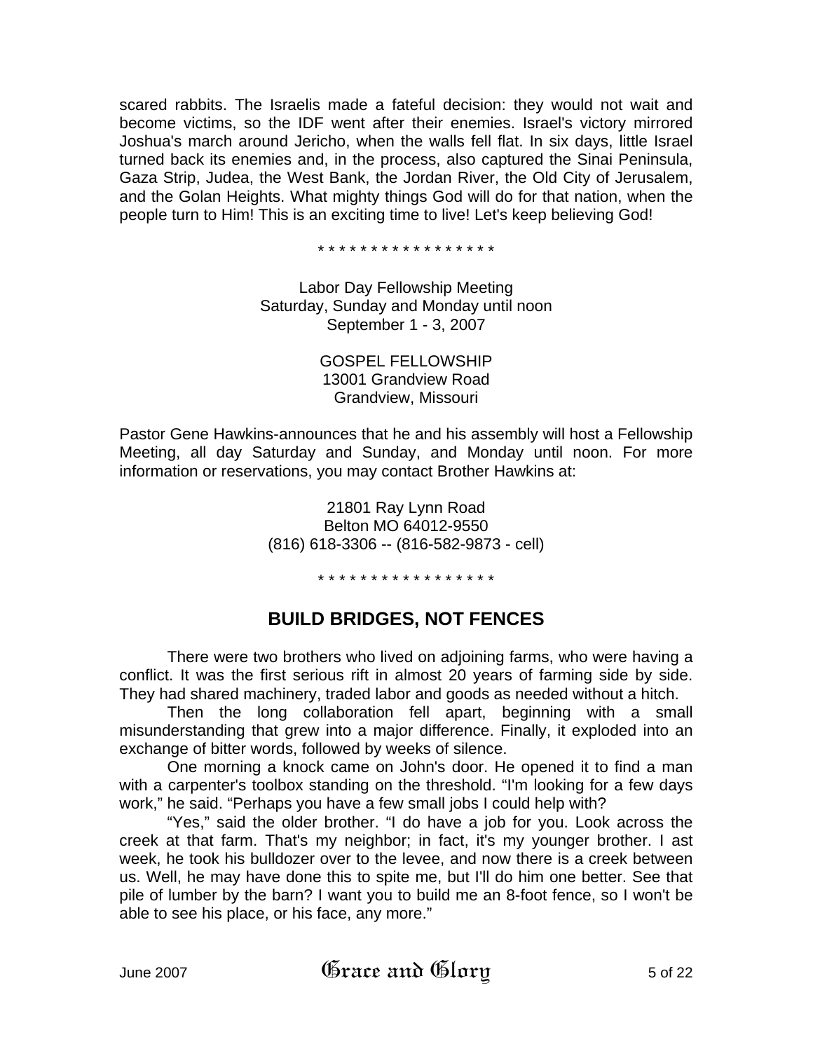scared rabbits. The Israelis made a fateful decision: they would not wait and become victims, so the IDF went after their enemies. Israel's victory mirrored Joshua's march around Jericho, when the walls fell flat. In six days, little Israel turned back its enemies and, in the process, also captured the Sinai Peninsula, Gaza Strip, Judea, the West Bank, the Jordan River, the Old City of Jerusalem, and the Golan Heights. What mighty things God will do for that nation, when the people turn to Him! This is an exciting time to live! Let's keep believing God!

* * * * * * * * * * * * * * * * *

Labor Day Fellowship Meeting
Saturday, Sunday and Monday until noon
September 1 - 3, 2007

GOSPEL FELLOWSHIP
13001 Grandview Road
Grandview, Missouri

Pastor Gene Hawkins-announces that he and his assembly will host a Fellowship Meeting, all day Saturday and Sunday, and Monday until noon. For more information or reservations, you may contact Brother Hawkins at:

21801 Ray Lynn Road
Belton MO 64012-9550
(816) 618-3306 -- (816-582-9873 - cell)

* * * * * * * * * * * * * * * * *

## BUILD BRIDGES, NOT FENCES

There were two brothers who lived on adjoining farms, who were having a conflict. It was the first serious rift in almost 20 years of farming side by side. They had shared machinery, traded labor and goods as needed without a hitch.

Then the long collaboration fell apart, beginning with a small misunderstanding that grew into a major difference. Finally, it exploded into an exchange of bitter words, followed by weeks of silence.

One morning a knock came on John's door. He opened it to find a man with a carpenter's toolbox standing on the threshold. "I'm looking for a few days work," he said. "Perhaps you have a few small jobs I could help with?

"Yes," said the older brother. "I do have a job for you. Look across the creek at that farm. That's my neighbor; in fact, it's my younger brother. I ast week, he took his bulldozer over to the levee, and now there is a creek between us. Well, he may have done this to spite me, but I'll do him one better. See that pile of lumber by the barn? I want you to build me an 8-foot fence, so I won't be able to see his place, or his face, any more."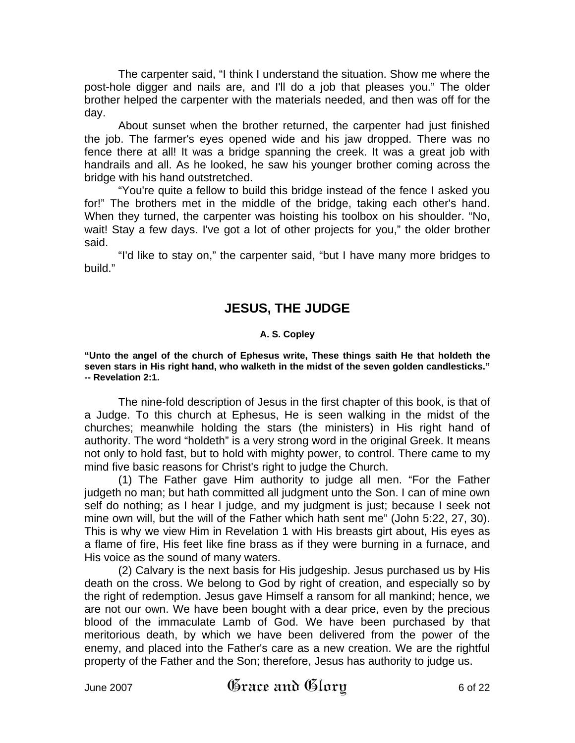The carpenter said, “I think I understand the situation. Show me where the post-hole digger and nails are, and I'll do a job that pleases you.” The older brother helped the carpenter with the materials needed, and then was off for the day.

About sunset when the brother returned, the carpenter had just finished the job. The farmer's eyes opened wide and his jaw dropped. There was no fence there at all! It was a bridge spanning the creek. It was a great job with handrails and all. As he looked, he saw his younger brother coming across the bridge with his hand outstretched.

“You're quite a fellow to build this bridge instead of the fence I asked you for!” The brothers met in the middle of the bridge, taking each other's hand. When they turned, the carpenter was hoisting his toolbox on his shoulder. “No, wait! Stay a few days. I've got a lot of other projects for you,” the older brother said.

“I'd like to stay on,” the carpenter said, “but I have many more bridges to build.”

## JESUS, THE JUDGE

**A. S. Copley**

**“Unto the angel of the church of Ephesus write, These things saith He that holdeth the seven stars in His right hand, who walketh in the midst of the seven golden candlesticks.” -- Revelation 2:1.**

The nine-fold description of Jesus in the first chapter of this book, is that of a Judge. To this church at Ephesus, He is seen walking in the midst of the churches; meanwhile holding the stars (the ministers) in His right hand of authority. The word “holdeth” is a very strong word in the original Greek. It means not only to hold fast, but to hold with mighty power, to control. There came to my mind five basic reasons for Christ's right to judge the Church.

(1) The Father gave Him authority to judge all men. “For the Father judgeth no man; but hath committed all judgment unto the Son. I can of mine own self do nothing; as I hear I judge, and my judgment is just; because I seek not mine own will, but the will of the Father which hath sent me” (John 5:22, 27, 30). This is why we view Him in Revelation 1 with His breasts girt about, His eyes as a flame of fire, His feet like fine brass as if they were burning in a furnace, and His voice as the sound of many waters.

(2) Calvary is the next basis for His judgeship. Jesus purchased us by His death on the cross. We belong to God by right of creation, and especially so by the right of redemption. Jesus gave Himself a ransom for all mankind; hence, we are not our own. We have been bought with a dear price, even by the precious blood of the immaculate Lamb of God. We have been purchased by that meritorious death, by which we have been delivered from the power of the enemy, and placed into the Father's care as a new creation. We are the rightful property of the Father and the Son; therefore, Jesus has authority to judge us.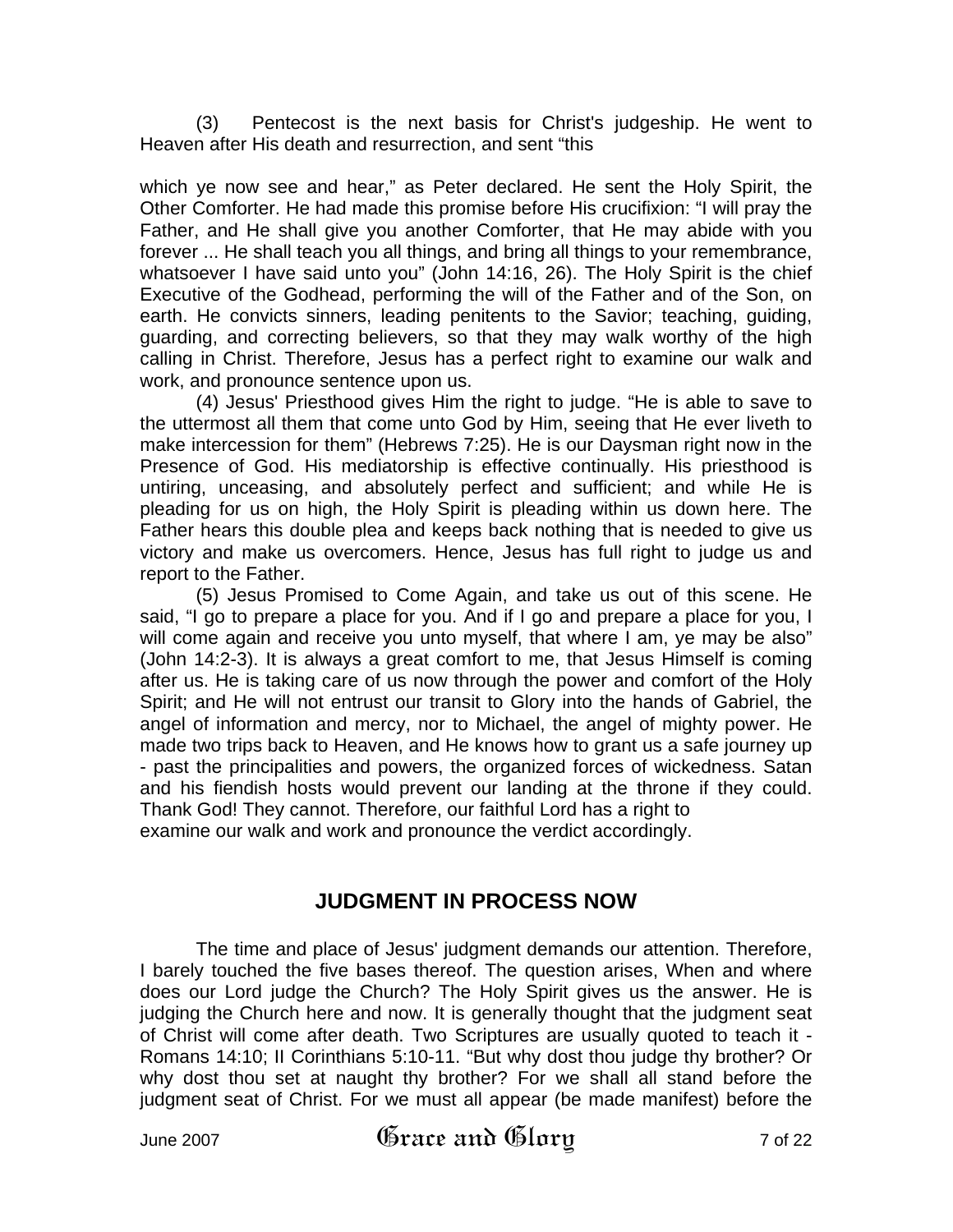(3) Pentecost is the next basis for Christ's judgeship. He went to Heaven after His death and resurrection, and sent "this

which ye now see and hear," as Peter declared. He sent the Holy Spirit, the Other Comforter. He had made this promise before His crucifixion: "I will pray the Father, and He shall give you another Comforter, that He may abide with you forever ... He shall teach you all things, and bring all things to your remembrance, whatsoever I have said unto you" (John 14:16, 26). The Holy Spirit is the chief Executive of the Godhead, performing the will of the Father and of the Son, on earth. He convicts sinners, leading penitents to the Savior; teaching, guiding, guarding, and correcting believers, so that they may walk worthy of the high calling in Christ. Therefore, Jesus has a perfect right to examine our walk and work, and pronounce sentence upon us.

(4) Jesus' Priesthood gives Him the right to judge. "He is able to save to the uttermost all them that come unto God by Him, seeing that He ever liveth to make intercession for them" (Hebrews 7:25). He is our Daysman right now in the Presence of God. His mediatorship is effective continually. His priesthood is untiring, unceasing, and absolutely perfect and sufficient; and while He is pleading for us on high, the Holy Spirit is pleading within us down here. The Father hears this double plea and keeps back nothing that is needed to give us victory and make us overcomers. Hence, Jesus has full right to judge us and report to the Father.

(5) Jesus Promised to Come Again, and take us out of this scene. He said, "I go to prepare a place for you. And if I go and prepare a place for you, I will come again and receive you unto myself, that where I am, ye may be also" (John 14:2-3). It is always a great comfort to me, that Jesus Himself is coming after us. He is taking care of us now through the power and comfort of the Holy Spirit; and He will not entrust our transit to Glory into the hands of Gabriel, the angel of information and mercy, nor to Michael, the angel of mighty power. He made two trips back to Heaven, and He knows how to grant us a safe journey up - past the principalities and powers, the organized forces of wickedness. Satan and his fiendish hosts would prevent our landing at the throne if they could. Thank God! They cannot. Therefore, our faithful Lord has a right to examine our walk and work and pronounce the verdict accordingly.

## JUDGMENT IN PROCESS NOW

The time and place of Jesus' judgment demands our attention. Therefore, I barely touched the five bases thereof. The question arises, When and where does our Lord judge the Church? The Holy Spirit gives us the answer. He is judging the Church here and now. It is generally thought that the judgment seat of Christ will come after death. Two Scriptures are usually quoted to teach it - Romans 14:10; II Corinthians 5:10-11. "But why dost thou judge thy brother? Or why dost thou set at naught thy brother? For we shall all stand before the judgment seat of Christ. For we must all appear (be made manifest) before the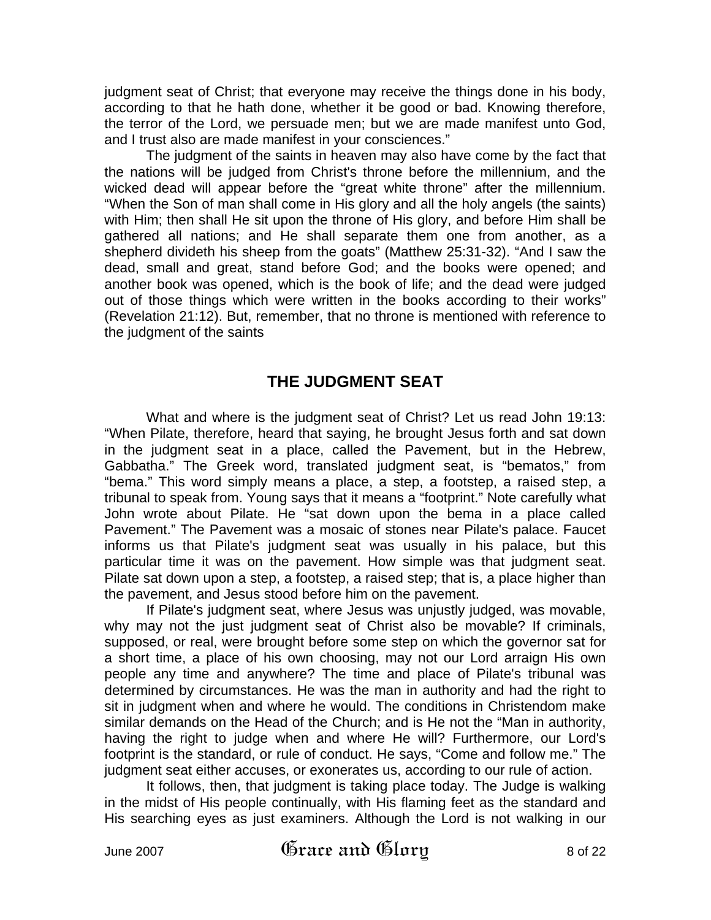judgment seat of Christ; that everyone may receive the things done in his body, according to that he hath done, whether it be good or bad. Knowing therefore, the terror of the Lord, we persuade men; but we are made manifest unto God, and I trust also are made manifest in your consciences."

The judgment of the saints in heaven may also have come by the fact that the nations will be judged from Christ's throne before the millennium, and the wicked dead will appear before the "great white throne" after the millennium. "When the Son of man shall come in His glory and all the holy angels (the saints) with Him; then shall He sit upon the throne of His glory, and before Him shall be gathered all nations; and He shall separate them one from another, as a shepherd divideth his sheep from the goats" (Matthew 25:31-32). "And I saw the dead, small and great, stand before God; and the books were opened; and another book was opened, which is the book of life; and the dead were judged out of those things which were written in the books according to their works" (Revelation 21:12). But, remember, that no throne is mentioned with reference to the judgment of the saints

## THE JUDGMENT SEAT

What and where is the judgment seat of Christ? Let us read John 19:13: "When Pilate, therefore, heard that saying, he brought Jesus forth and sat down in the judgment seat in a place, called the Pavement, but in the Hebrew, Gabbatha." The Greek word, translated judgment seat, is "bematos," from "bema." This word simply means a place, a step, a footstep, a raised step, a tribunal to speak from. Young says that it means a "footprint." Note carefully what John wrote about Pilate. He "sat down upon the bema in a place called Pavement." The Pavement was a mosaic of stones near Pilate's palace. Faucet informs us that Pilate's judgment seat was usually in his palace, but this particular time it was on the pavement. How simple was that judgment seat. Pilate sat down upon a step, a footstep, a raised step; that is, a place higher than the pavement, and Jesus stood before him on the pavement.

If Pilate's judgment seat, where Jesus was unjustly judged, was movable, why may not the just judgment seat of Christ also be movable? If criminals, supposed, or real, were brought before some step on which the governor sat for a short time, a place of his own choosing, may not our Lord arraign His own people any time and anywhere? The time and place of Pilate's tribunal was determined by circumstances. He was the man in authority and had the right to sit in judgment when and where he would. The conditions in Christendom make similar demands on the Head of the Church; and is He not the "Man in authority, having the right to judge when and where He will? Furthermore, our Lord's footprint is the standard, or rule of conduct. He says, "Come and follow me." The judgment seat either accuses, or exonerates us, according to our rule of action.

It follows, then, that judgment is taking place today. The Judge is walking in the midst of His people continually, with His flaming feet as the standard and His searching eyes as just examiners. Although the Lord is not walking in our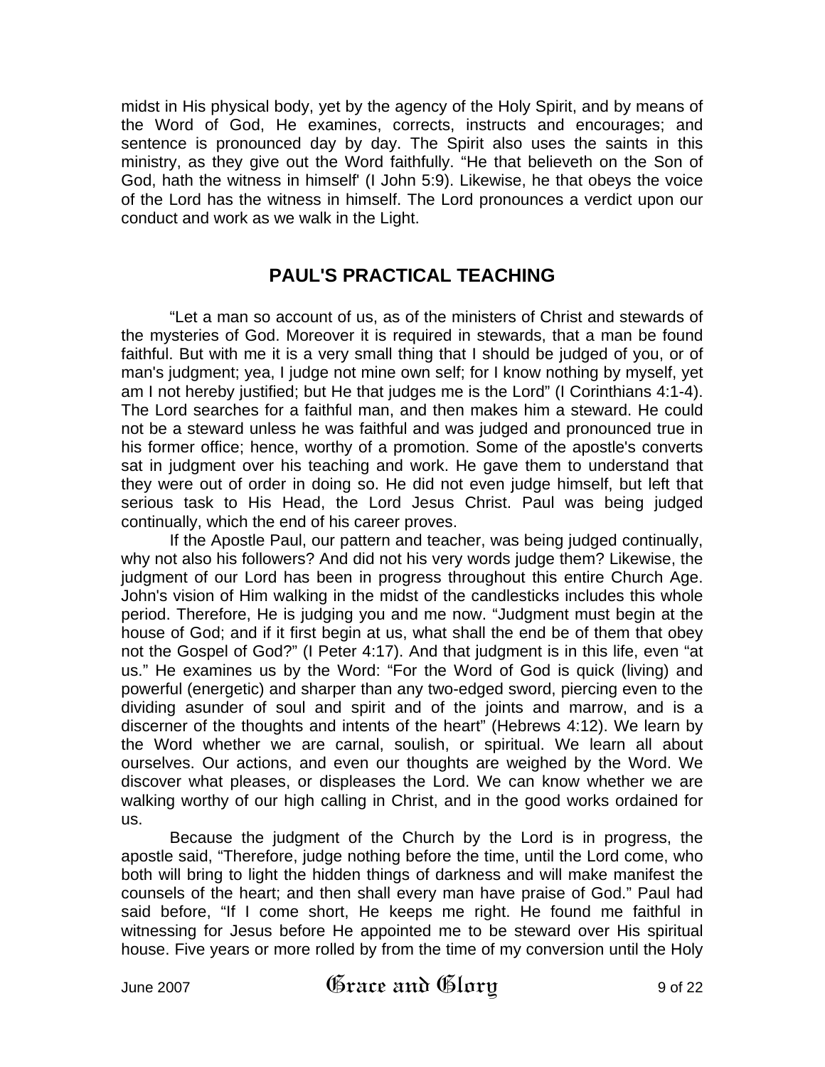midst in His physical body, yet by the agency of the Holy Spirit, and by means of the Word of God, He examines, corrects, instructs and encourages; and sentence is pronounced day by day. The Spirit also uses the saints in this ministry, as they give out the Word faithfully. "He that believeth on the Son of God, hath the witness in himself' (I John 5:9). Likewise, he that obeys the voice of the Lord has the witness in himself. The Lord pronounces a verdict upon our conduct and work as we walk in the Light.

## PAUL'S PRACTICAL TEACHING

"Let a man so account of us, as of the ministers of Christ and stewards of the mysteries of God. Moreover it is required in stewards, that a man be found faithful. But with me it is a very small thing that I should be judged of you, or of man's judgment; yea, I judge not mine own self; for I know nothing by myself, yet am I not hereby justified; but He that judges me is the Lord" (I Corinthians 4:1-4). The Lord searches for a faithful man, and then makes him a steward. He could not be a steward unless he was faithful and was judged and pronounced true in his former office; hence, worthy of a promotion. Some of the apostle's converts sat in judgment over his teaching and work. He gave them to understand that they were out of order in doing so. He did not even judge himself, but left that serious task to His Head, the Lord Jesus Christ. Paul was being judged continually, which the end of his career proves.

If the Apostle Paul, our pattern and teacher, was being judged continually, why not also his followers? And did not his very words judge them? Likewise, the judgment of our Lord has been in progress throughout this entire Church Age. John's vision of Him walking in the midst of the candlesticks includes this whole period. Therefore, He is judging you and me now. "Judgment must begin at the house of God; and if it first begin at us, what shall the end be of them that obey not the Gospel of God?" (I Peter 4:17). And that judgment is in this life, even "at us." He examines us by the Word: "For the Word of God is quick (living) and powerful (energetic) and sharper than any two-edged sword, piercing even to the dividing asunder of soul and spirit and of the joints and marrow, and is a discerner of the thoughts and intents of the heart" (Hebrews 4:12). We learn by the Word whether we are carnal, soulish, or spiritual. We learn all about ourselves. Our actions, and even our thoughts are weighed by the Word. We discover what pleases, or displeases the Lord. We can know whether we are walking worthy of our high calling in Christ, and in the good works ordained for us.

Because the judgment of the Church by the Lord is in progress, the apostle said, "Therefore, judge nothing before the time, until the Lord come, who both will bring to light the hidden things of darkness and will make manifest the counsels of the heart; and then shall every man have praise of God." Paul had said before, "If I come short, He keeps me right. He found me faithful in witnessing for Jesus before He appointed me to be steward over His spiritual house. Five years or more rolled by from the time of my conversion until the Holy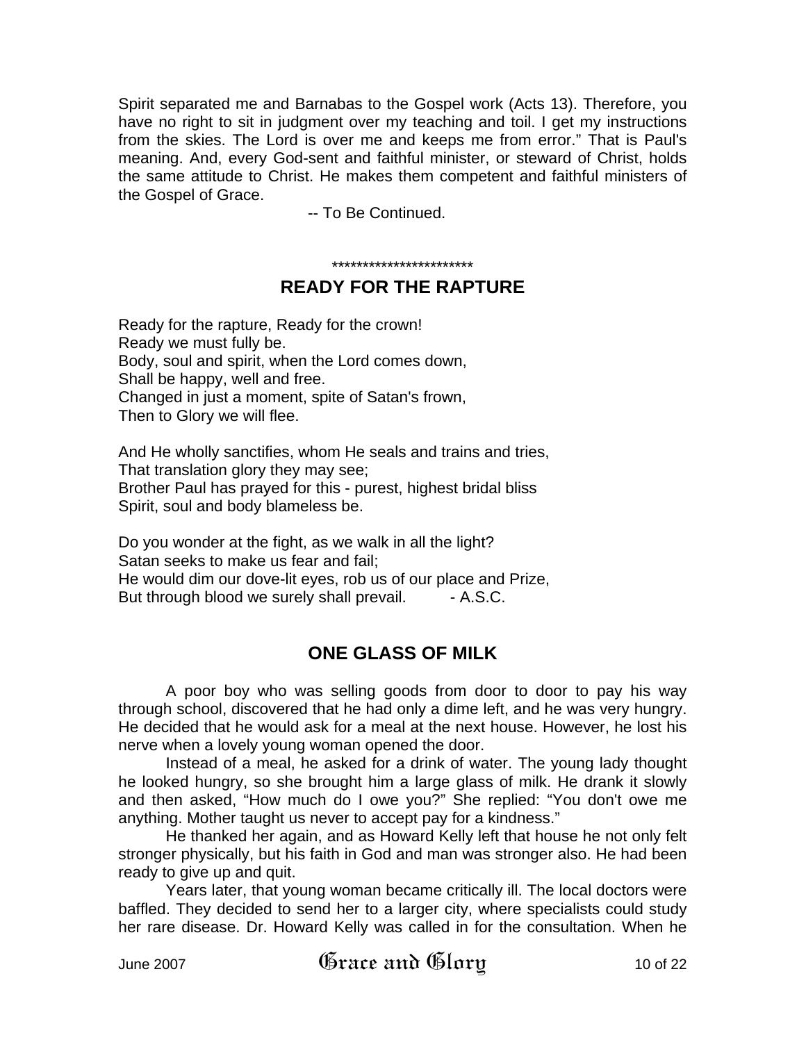Spirit separated me and Barnabas to the Gospel work (Acts 13). Therefore, you have no right to sit in judgment over my teaching and toil. I get my instructions from the skies. The Lord is over me and keeps me from error." That is Paul's meaning. And, every God-sent and faithful minister, or steward of Christ, holds the same attitude to Christ. He makes them competent and faithful ministers of the Gospel of Grace.

-- To Be Continued.

***********************

## READY FOR THE RAPTURE

Ready for the rapture, Ready for the crown!
Ready we must fully be.
Body, soul and spirit, when the Lord comes down,
Shall be happy, well and free.
Changed in just a moment, spite of Satan's frown,
Then to Glory we will flee.

And He wholly sanctifies, whom He seals and trains and tries,
That translation glory they may see;
Brother Paul has prayed for this - purest, highest bridal bliss
Spirit, soul and body blameless be.

Do you wonder at the fight, as we walk in all the light?
Satan seeks to make us fear and fail;
He would dim our dove-lit eyes, rob us of our place and Prize,
But through blood we surely shall prevail. - A.S.C.

## ONE GLASS OF MILK

A poor boy who was selling goods from door to door to pay his way through school, discovered that he had only a dime left, and he was very hungry. He decided that he would ask for a meal at the next house. However, he lost his nerve when a lovely young woman opened the door.

Instead of a meal, he asked for a drink of water. The young lady thought he looked hungry, so she brought him a large glass of milk. He drank it slowly and then asked, "How much do I owe you?" She replied: "You don't owe me anything. Mother taught us never to accept pay for a kindness."

He thanked her again, and as Howard Kelly left that house he not only felt stronger physically, but his faith in God and man was stronger also. He had been ready to give up and quit.

Years later, that young woman became critically ill. The local doctors were baffled. They decided to send her to a larger city, where specialists could study her rare disease. Dr. Howard Kelly was called in for the consultation. When he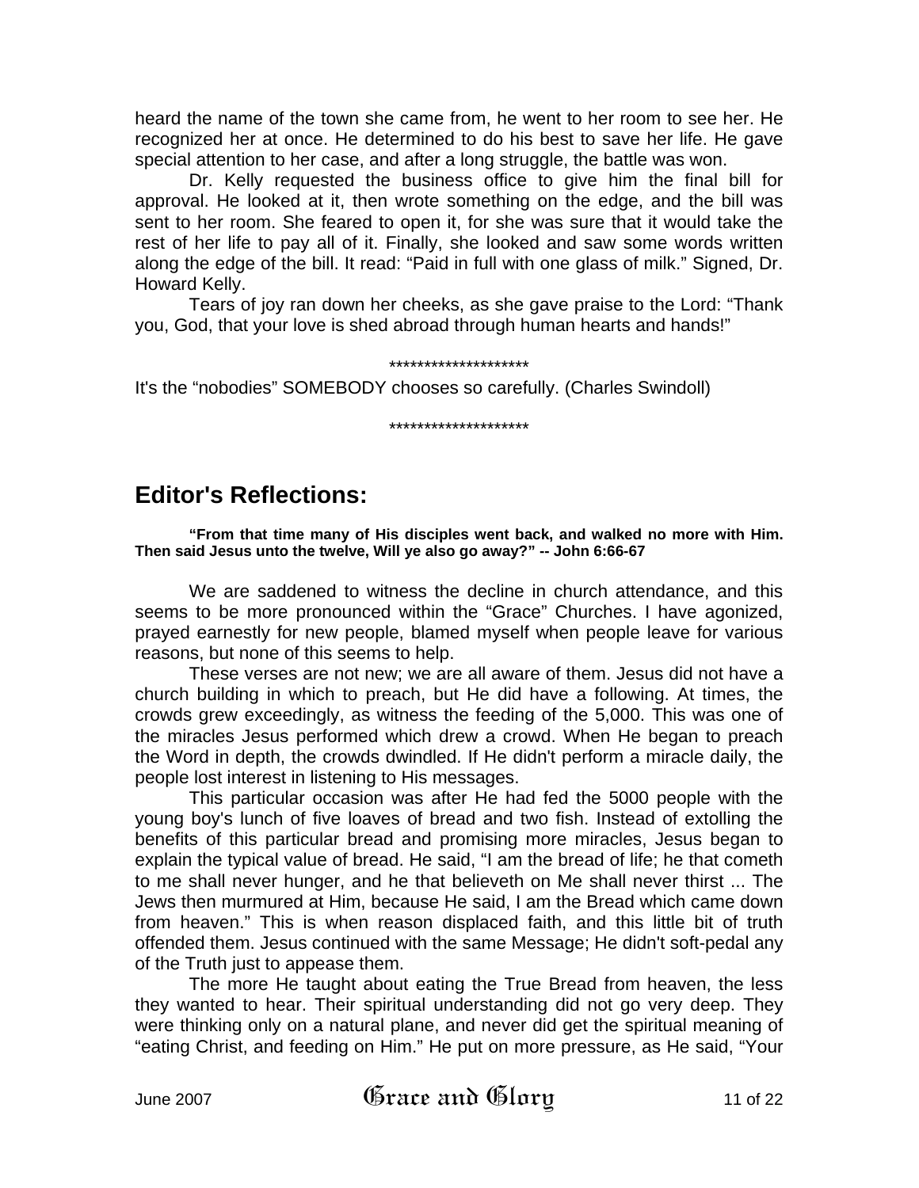heard the name of the town she came from, he went to her room to see her. He recognized her at once. He determined to do his best to save her life. He gave special attention to her case, and after a long struggle, the battle was won.

Dr. Kelly requested the business office to give him the final bill for approval. He looked at it, then wrote something on the edge, and the bill was sent to her room. She feared to open it, for she was sure that it would take the rest of her life to pay all of it. Finally, she looked and saw some words written along the edge of the bill. It read: “Paid in full with one glass of milk.” Signed, Dr. Howard Kelly.

Tears of joy ran down her cheeks, as she gave praise to the Lord: “Thank you, God, that your love is shed abroad through human hearts and hands!”

********************

It's the “nobodies” SOMEBODY chooses so carefully. (Charles Swindoll)

********************

## Editor's Reflections:

**“From that time many of His disciples went back, and walked no more with Him. Then said Jesus unto the twelve, Will ye also go away?” -- John 6:66-67**

We are saddened to witness the decline in church attendance, and this seems to be more pronounced within the “Grace” Churches. I have agonized, prayed earnestly for new people, blamed myself when people leave for various reasons, but none of this seems to help.

These verses are not new; we are all aware of them. Jesus did not have a church building in which to preach, but He did have a following. At times, the crowds grew exceedingly, as witness the feeding of the 5,000. This was one of the miracles Jesus performed which drew a crowd. When He began to preach the Word in depth, the crowds dwindled. If He didn't perform a miracle daily, the people lost interest in listening to His messages.

This particular occasion was after He had fed the 5000 people with the young boy's lunch of five loaves of bread and two fish. Instead of extolling the benefits of this particular bread and promising more miracles, Jesus began to explain the typical value of bread. He said, “I am the bread of life; he that cometh to me shall never hunger, and he that believeth on Me shall never thirst ... The Jews then murmured at Him, because He said, I am the Bread which came down from heaven.” This is when reason displaced faith, and this little bit of truth offended them. Jesus continued with the same Message; He didn't soft-pedal any of the Truth just to appease them.

The more He taught about eating the True Bread from heaven, the less they wanted to hear. Their spiritual understanding did not go very deep. They were thinking only on a natural plane, and never did get the spiritual meaning of “eating Christ, and feeding on Him.” He put on more pressure, as He said, “Your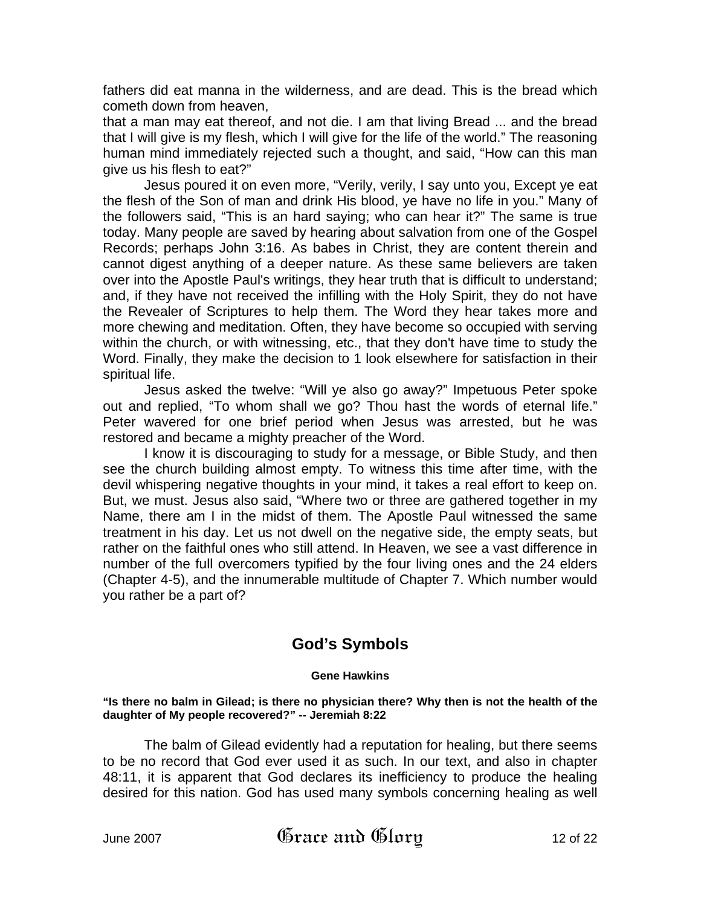fathers did eat manna in the wilderness, and are dead. This is the bread which cometh down from heaven,
that a man may eat thereof, and not die. I am that living Bread ... and the bread that I will give is my flesh, which I will give for the life of the world." The reasoning human mind immediately rejected such a thought, and said, "How can this man give us his flesh to eat?"

Jesus poured it on even more, "Verily, verily, I say unto you, Except ye eat the flesh of the Son of man and drink His blood, ye have no life in you." Many of the followers said, "This is an hard saying; who can hear it?" The same is true today. Many people are saved by hearing about salvation from one of the Gospel Records; perhaps John 3:16. As babes in Christ, they are content therein and cannot digest anything of a deeper nature. As these same believers are taken over into the Apostle Paul's writings, they hear truth that is difficult to understand; and, if they have not received the infilling with the Holy Spirit, they do not have the Revealer of Scriptures to help them. The Word they hear takes more and more chewing and meditation. Often, they have become so occupied with serving within the church, or with witnessing, etc., that they don't have time to study the Word. Finally, they make the decision to 1 look elsewhere for satisfaction in their spiritual life.

Jesus asked the twelve: "Will ye also go away?" Impetuous Peter spoke out and replied, "To whom shall we go? Thou hast the words of eternal life." Peter wavered for one brief period when Jesus was arrested, but he was restored and became a mighty preacher of the Word.

I know it is discouraging to study for a message, or Bible Study, and then see the church building almost empty. To witness this time after time, with the devil whispering negative thoughts in your mind, it takes a real effort to keep on. But, we must. Jesus also said, "Where two or three are gathered together in my Name, there am I in the midst of them. The Apostle Paul witnessed the same treatment in his day. Let us not dwell on the negative side, the empty seats, but rather on the faithful ones who still attend. In Heaven, we see a vast difference in number of the full overcomers typified by the four living ones and the 24 elders (Chapter 4-5), and the innumerable multitude of Chapter 7. Which number would you rather be a part of?

## God's Symbols

**Gene Hawkins**

**"Is there no balm in Gilead; is there no physician there? Why then is not the health of the daughter of My people recovered?" -- Jeremiah 8:22**

The balm of Gilead evidently had a reputation for healing, but there seems to be no record that God ever used it as such. In our text, and also in chapter 48:11, it is apparent that God declares its inefficiency to produce the healing desired for this nation. God has used many symbols concerning healing as well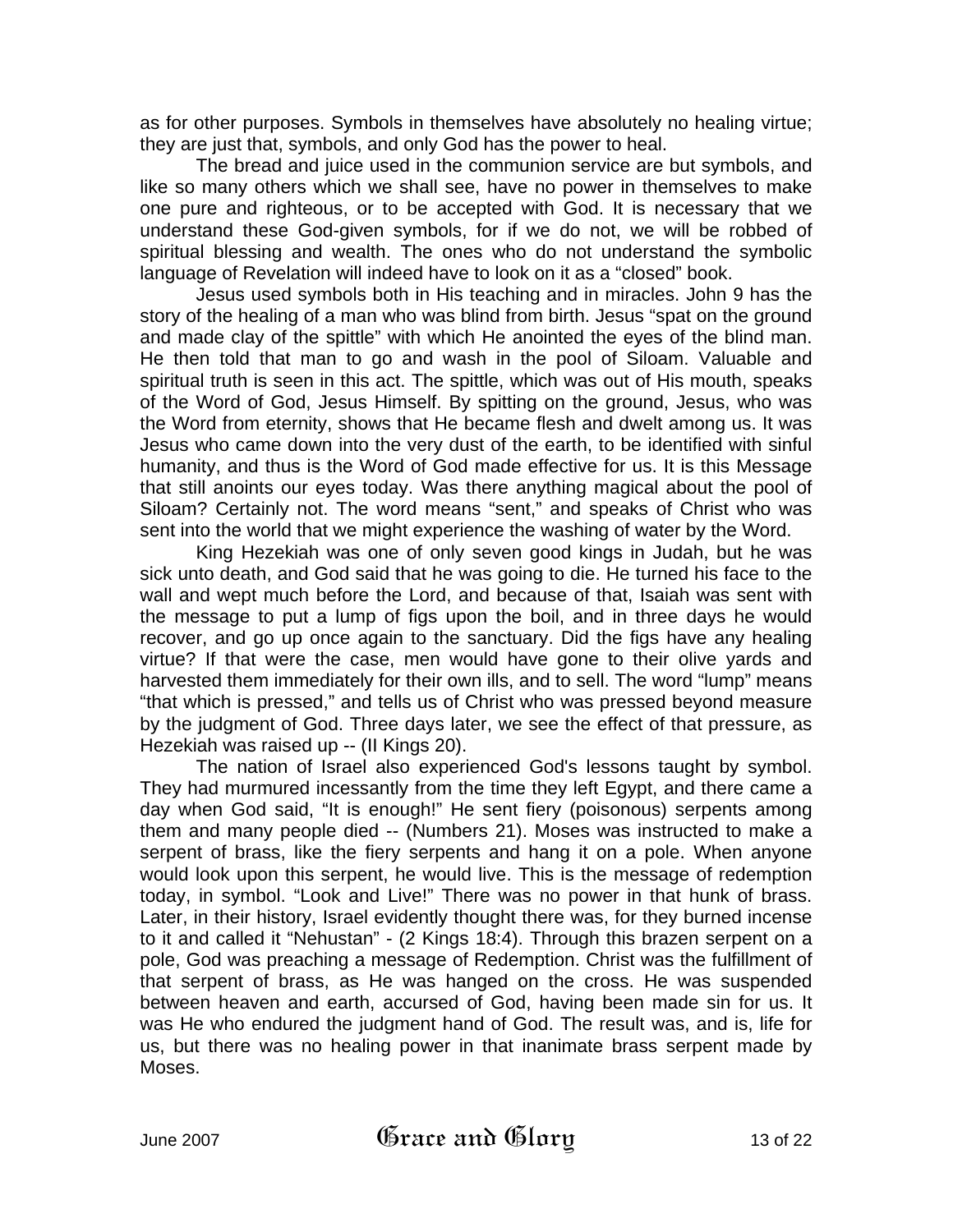as for other purposes. Symbols in themselves have absolutely no healing virtue; they are just that, symbols, and only God has the power to heal.

The bread and juice used in the communion service are but symbols, and like so many others which we shall see, have no power in themselves to make one pure and righteous, or to be accepted with God. It is necessary that we understand these God-given symbols, for if we do not, we will be robbed of spiritual blessing and wealth. The ones who do not understand the symbolic language of Revelation will indeed have to look on it as a "closed" book.

Jesus used symbols both in His teaching and in miracles. John 9 has the story of the healing of a man who was blind from birth. Jesus "spat on the ground and made clay of the spittle" with which He anointed the eyes of the blind man. He then told that man to go and wash in the pool of Siloam. Valuable and spiritual truth is seen in this act. The spittle, which was out of His mouth, speaks of the Word of God, Jesus Himself. By spitting on the ground, Jesus, who was the Word from eternity, shows that He became flesh and dwelt among us. It was Jesus who came down into the very dust of the earth, to be identified with sinful humanity, and thus is the Word of God made effective for us. It is this Message that still anoints our eyes today. Was there anything magical about the pool of Siloam? Certainly not. The word means "sent," and speaks of Christ who was sent into the world that we might experience the washing of water by the Word.

King Hezekiah was one of only seven good kings in Judah, but he was sick unto death, and God said that he was going to die. He turned his face to the wall and wept much before the Lord, and because of that, Isaiah was sent with the message to put a lump of figs upon the boil, and in three days he would recover, and go up once again to the sanctuary. Did the figs have any healing virtue? If that were the case, men would have gone to their olive yards and harvested them immediately for their own ills, and to sell. The word "lump" means "that which is pressed," and tells us of Christ who was pressed beyond measure by the judgment of God. Three days later, we see the effect of that pressure, as Hezekiah was raised up -- (II Kings 20).

The nation of Israel also experienced God's lessons taught by symbol. They had murmured incessantly from the time they left Egypt, and there came a day when God said, "It is enough!" He sent fiery (poisonous) serpents among them and many people died -- (Numbers 21). Moses was instructed to make a serpent of brass, like the fiery serpents and hang it on a pole. When anyone would look upon this serpent, he would live. This is the message of redemption today, in symbol. "Look and Live!" There was no power in that hunk of brass. Later, in their history, Israel evidently thought there was, for they burned incense to it and called it "Nehustan" - (2 Kings 18:4). Through this brazen serpent on a pole, God was preaching a message of Redemption. Christ was the fulfillment of that serpent of brass, as He was hanged on the cross. He was suspended between heaven and earth, accursed of God, having been made sin for us. It was He who endured the judgment hand of God. The result was, and is, life for us, but there was no healing power in that inanimate brass serpent made by Moses.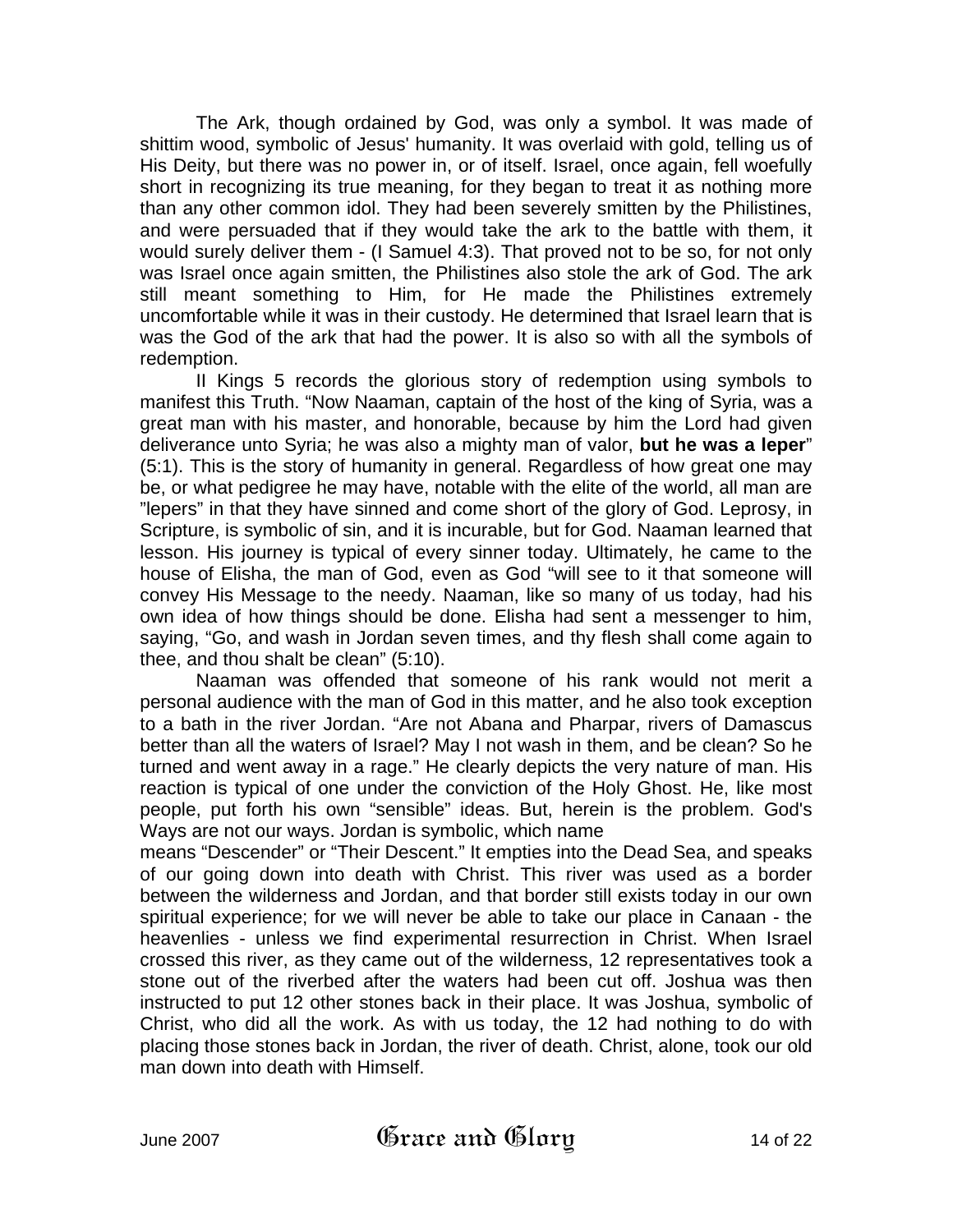The Ark, though ordained by God, was only a symbol. It was made of shittim wood, symbolic of Jesus' humanity. It was overlaid with gold, telling us of His Deity, but there was no power in, or of itself. Israel, once again, fell woefully short in recognizing its true meaning, for they began to treat it as nothing more than any other common idol. They had been severely smitten by the Philistines, and were persuaded that if they would take the ark to the battle with them, it would surely deliver them - (I Samuel 4:3). That proved not to be so, for not only was Israel once again smitten, the Philistines also stole the ark of God. The ark still meant something to Him, for He made the Philistines extremely uncomfortable while it was in their custody. He determined that Israel learn that is was the God of the ark that had the power. It is also so with all the symbols of redemption.

II Kings 5 records the glorious story of redemption using symbols to manifest this Truth. "Now Naaman, captain of the host of the king of Syria, was a great man with his master, and honorable, because by him the Lord had given deliverance unto Syria; he was also a mighty man of valor, **but he was a leper**" (5:1). This is the story of humanity in general. Regardless of how great one may be, or what pedigree he may have, notable with the elite of the world, all man are "lepers" in that they have sinned and come short of the glory of God. Leprosy, in Scripture, is symbolic of sin, and it is incurable, but for God. Naaman learned that lesson. His journey is typical of every sinner today. Ultimately, he came to the house of Elisha, the man of God, even as God "will see to it that someone will convey His Message to the needy. Naaman, like so many of us today, had his own idea of how things should be done. Elisha had sent a messenger to him, saying, "Go, and wash in Jordan seven times, and thy flesh shall come again to thee, and thou shalt be clean" (5:10).

Naaman was offended that someone of his rank would not merit a personal audience with the man of God in this matter, and he also took exception to a bath in the river Jordan. "Are not Abana and Pharpar, rivers of Damascus better than all the waters of Israel? May I not wash in them, and be clean? So he turned and went away in a rage." He clearly depicts the very nature of man. His reaction is typical of one under the conviction of the Holy Ghost. He, like most people, put forth his own "sensible" ideas. But, herein is the problem. God's Ways are not our ways. Jordan is symbolic, which name means "Descender" or "Their Descent." It empties into the Dead Sea, and speaks of our going down into death with Christ. This river was used as a border between the wilderness and Jordan, and that border still exists today in our own spiritual experience; for we will never be able to take our place in Canaan - the heavenlies - unless we find experimental resurrection in Christ. When Israel crossed this river, as they came out of the wilderness, 12 representatives took a stone out of the riverbed after the waters had been cut off. Joshua was then instructed to put 12 other stones back in their place. It was Joshua, symbolic of Christ, who did all the work. As with us today, the 12 had nothing to do with placing those stones back in Jordan, the river of death. Christ, alone, took our old man down into death with Himself.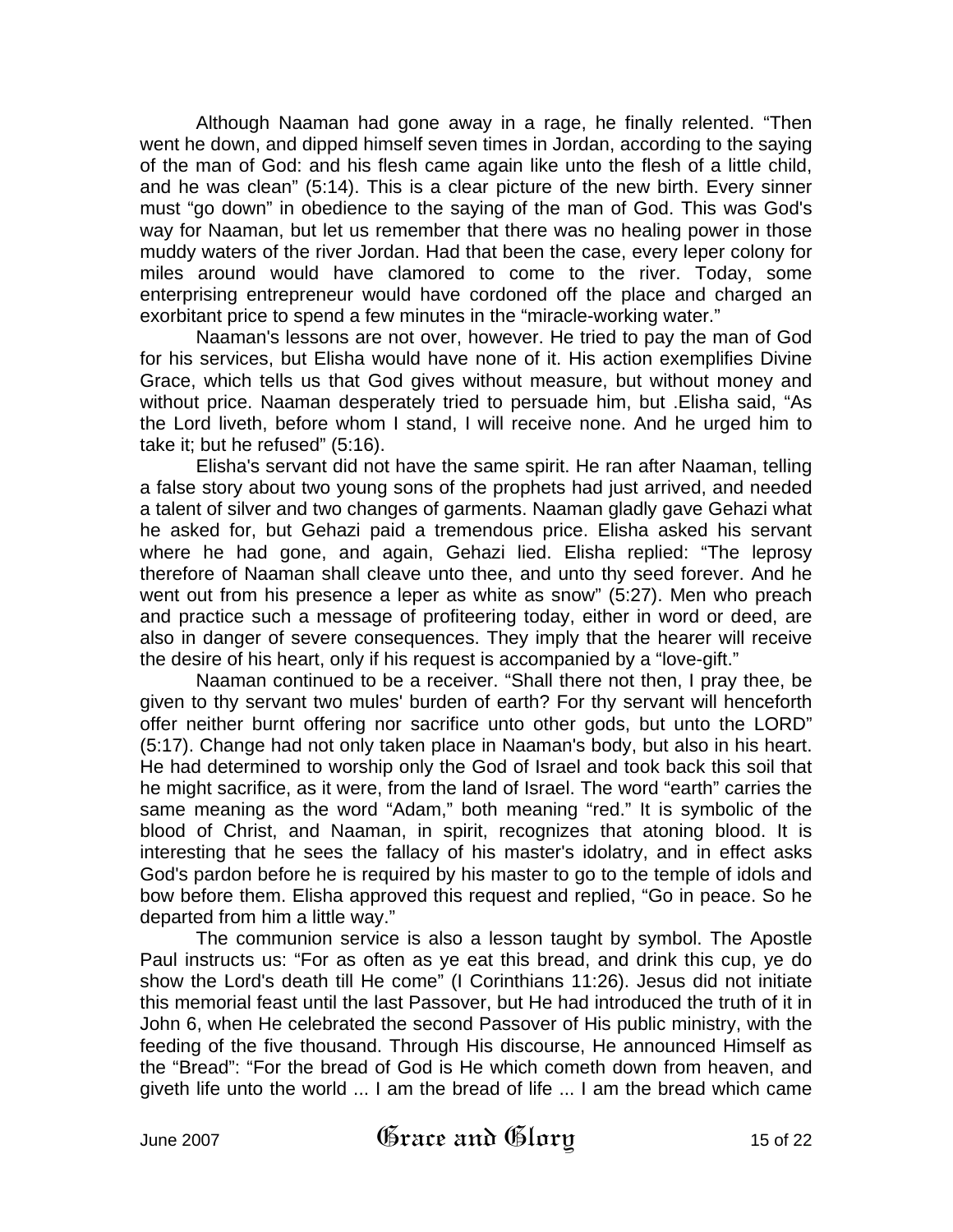Although Naaman had gone away in a rage, he finally relented. “Then went he down, and dipped himself seven times in Jordan, according to the saying of the man of God: and his flesh came again like unto the flesh of a little child, and he was clean” (5:14). This is a clear picture of the new birth. Every sinner must “go down” in obedience to the saying of the man of God. This was God's way for Naaman, but let us remember that there was no healing power in those muddy waters of the river Jordan. Had that been the case, every leper colony for miles around would have clamored to come to the river. Today, some enterprising entrepreneur would have cordoned off the place and charged an exorbitant price to spend a few minutes in the “miracle-working water.”

Naaman's lessons are not over, however. He tried to pay the man of God for his services, but Elisha would have none of it. His action exemplifies Divine Grace, which tells us that God gives without measure, but without money and without price. Naaman desperately tried to persuade him, but .Elisha said, “As the Lord liveth, before whom I stand, I will receive none. And he urged him to take it; but he refused” (5:16).

Elisha's servant did not have the same spirit. He ran after Naaman, telling a false story about two young sons of the prophets had just arrived, and needed a talent of silver and two changes of garments. Naaman gladly gave Gehazi what he asked for, but Gehazi paid a tremendous price. Elisha asked his servant where he had gone, and again, Gehazi lied. Elisha replied: “The leprosy therefore of Naaman shall cleave unto thee, and unto thy seed forever. And he went out from his presence a leper as white as snow” (5:27). Men who preach and practice such a message of profiteering today, either in word or deed, are also in danger of severe consequences. They imply that the hearer will receive the desire of his heart, only if his request is accompanied by a “love-gift.”

Naaman continued to be a receiver. “Shall there not then, I pray thee, be given to thy servant two mules' burden of earth? For thy servant will henceforth offer neither burnt offering nor sacrifice unto other gods, but unto the LORD” (5:17). Change had not only taken place in Naaman's body, but also in his heart. He had determined to worship only the God of Israel and took back this soil that he might sacrifice, as it were, from the land of Israel. The word “earth” carries the same meaning as the word “Adam,” both meaning “red.” It is symbolic of the blood of Christ, and Naaman, in spirit, recognizes that atoning blood. It is interesting that he sees the fallacy of his master's idolatry, and in effect asks God's pardon before he is required by his master to go to the temple of idols and bow before them. Elisha approved this request and replied, “Go in peace. So he departed from him a little way.”

The communion service is also a lesson taught by symbol. The Apostle Paul instructs us: “For as often as ye eat this bread, and drink this cup, ye do show the Lord's death till He come” (I Corinthians 11:26). Jesus did not initiate this memorial feast until the last Passover, but He had introduced the truth of it in John 6, when He celebrated the second Passover of His public ministry, with the feeding of the five thousand. Through His discourse, He announced Himself as the “Bread”: “For the bread of God is He which cometh down from heaven, and giveth life unto the world ... I am the bread of life ... I am the bread which came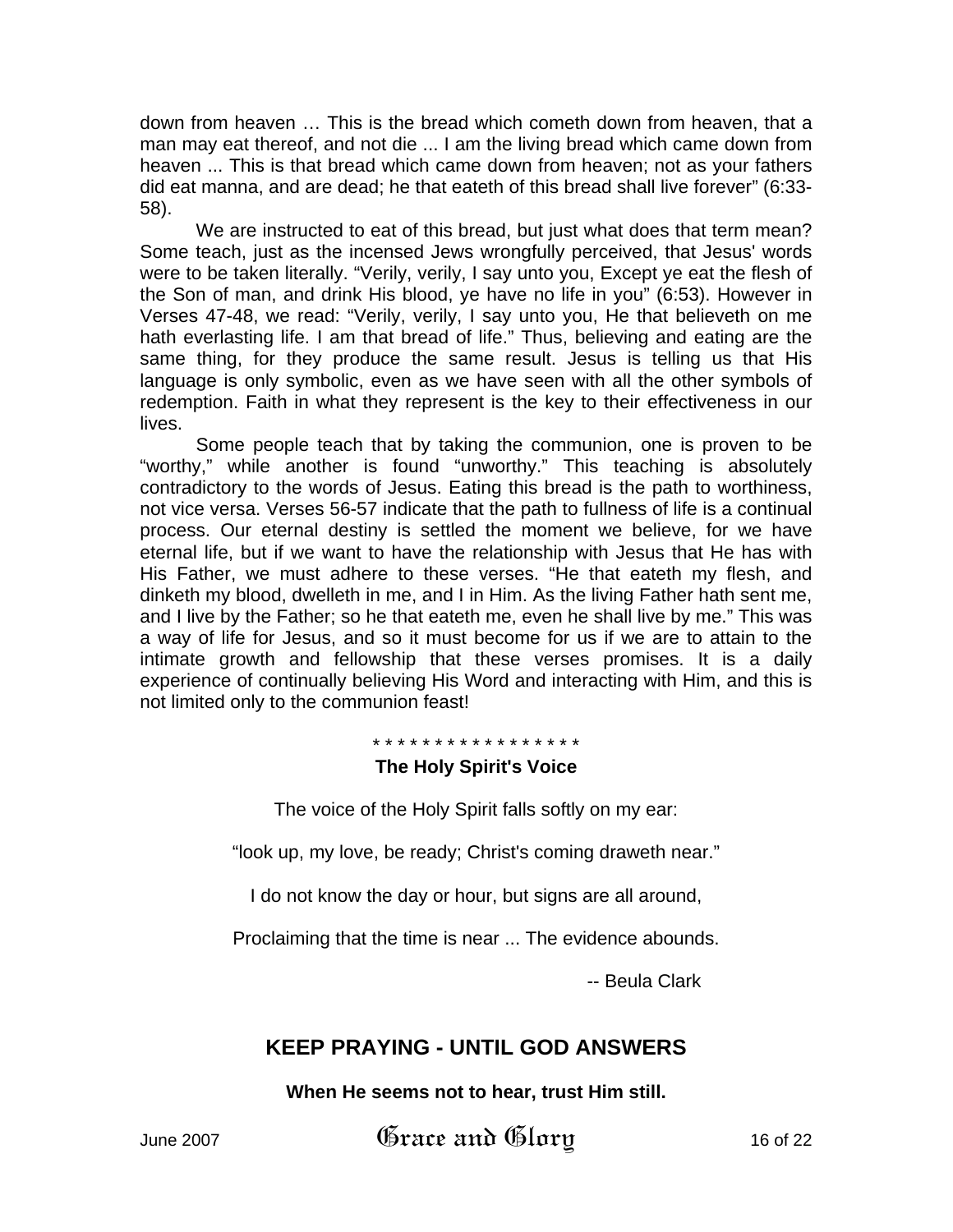down from heaven … This is the bread which cometh down from heaven, that a man may eat thereof, and not die ... I am the living bread which came down from heaven ... This is that bread which came down from heaven; not as your fathers did eat manna, and are dead; he that eateth of this bread shall live forever" (6:33-58).

We are instructed to eat of this bread, but just what does that term mean? Some teach, just as the incensed Jews wrongfully perceived, that Jesus' words were to be taken literally. "Verily, verily, I say unto you, Except ye eat the flesh of the Son of man, and drink His blood, ye have no life in you" (6:53). However in Verses 47-48, we read: "Verily, verily, I say unto you, He that believeth on me hath everlasting life. I am that bread of life." Thus, believing and eating are the same thing, for they produce the same result. Jesus is telling us that His language is only symbolic, even as we have seen with all the other symbols of redemption. Faith in what they represent is the key to their effectiveness in our lives.

Some people teach that by taking the communion, one is proven to be "worthy," while another is found "unworthy." This teaching is absolutely contradictory to the words of Jesus. Eating this bread is the path to worthiness, not vice versa. Verses 56-57 indicate that the path to fullness of life is a continual process. Our eternal destiny is settled the moment we believe, for we have eternal life, but if we want to have the relationship with Jesus that He has with His Father, we must adhere to these verses. "He that eateth my flesh, and dinketh my blood, dwelleth in me, and I in Him. As the living Father hath sent me, and I live by the Father; so he that eateth me, even he shall live by me." This was a way of life for Jesus, and so it must become for us if we are to attain to the intimate growth and fellowship that these verses promises. It is a daily experience of continually believing His Word and interacting with Him, and this is not limited only to the communion feast!

* * * * * * * * * * * * * * * * *

**The Holy Spirit's Voice**

The voice of the Holy Spirit falls softly on my ear:

"look up, my love, be ready; Christ's coming draweth near."

I do not know the day or hour, but signs are all around,

Proclaiming that the time is near ... The evidence abounds.

-- Beula Clark

## KEEP PRAYING - UNTIL GOD ANSWERS

**When He seems not to hear, trust Him still.**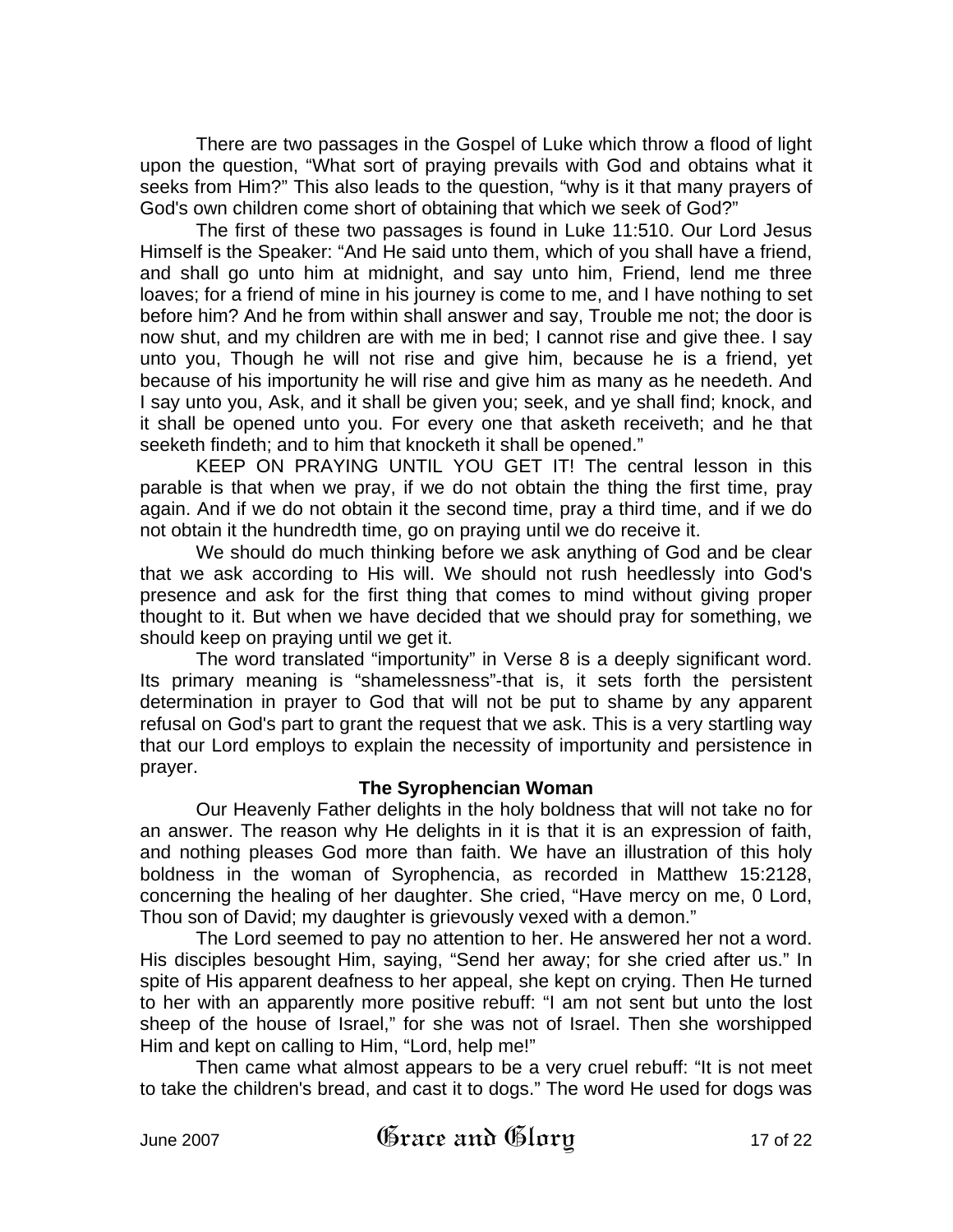There are two passages in the Gospel of Luke which throw a flood of light upon the question, "What sort of praying prevails with God and obtains what it seeks from Him?" This also leads to the question, "why is it that many prayers of God's own children come short of obtaining that which we seek of God?"

The first of these two passages is found in Luke 11:510. Our Lord Jesus Himself is the Speaker: "And He said unto them, which of you shall have a friend, and shall go unto him at midnight, and say unto him, Friend, lend me three loaves; for a friend of mine in his journey is come to me, and I have nothing to set before him? And he from within shall answer and say, Trouble me not; the door is now shut, and my children are with me in bed; I cannot rise and give thee. I say unto you, Though he will not rise and give him, because he is a friend, yet because of his importunity he will rise and give him as many as he needeth. And I say unto you, Ask, and it shall be given you; seek, and ye shall find; knock, and it shall be opened unto you. For every one that asketh receiveth; and he that seeketh findeth; and to him that knocketh it shall be opened."

KEEP ON PRAYING UNTIL YOU GET IT! The central lesson in this parable is that when we pray, if we do not obtain the thing the first time, pray again. And if we do not obtain it the second time, pray a third time, and if we do not obtain it the hundredth time, go on praying until we do receive it.

We should do much thinking before we ask anything of God and be clear that we ask according to His will. We should not rush heedlessly into God's presence and ask for the first thing that comes to mind without giving proper thought to it. But when we have decided that we should pray for something, we should keep on praying until we get it.

The word translated "importunity" in Verse 8 is a deeply significant word. Its primary meaning is "shamelessness"-that is, it sets forth the persistent determination in prayer to God that will not be put to shame by any apparent refusal on God's part to grant the request that we ask. This is a very startling way that our Lord employs to explain the necessity of importunity and persistence in prayer.

**The Syrophencian Woman**

Our Heavenly Father delights in the holy boldness that will not take no for an answer. The reason why He delights in it is that it is an expression of faith, and nothing pleases God more than faith. We have an illustration of this holy boldness in the woman of Syrophencia, as recorded in Matthew 15:2128, concerning the healing of her daughter. She cried, "Have mercy on me, 0 Lord, Thou son of David; my daughter is grievously vexed with a demon."

The Lord seemed to pay no attention to her. He answered her not a word. His disciples besought Him, saying, "Send her away; for she cried after us." In spite of His apparent deafness to her appeal, she kept on crying. Then He turned to her with an apparently more positive rebuff: "I am not sent but unto the lost sheep of the house of Israel," for she was not of Israel. Then she worshipped Him and kept on calling to Him, "Lord, help me!"

Then came what almost appears to be a very cruel rebuff: "It is not meet to take the children's bread, and cast it to dogs." The word He used for dogs was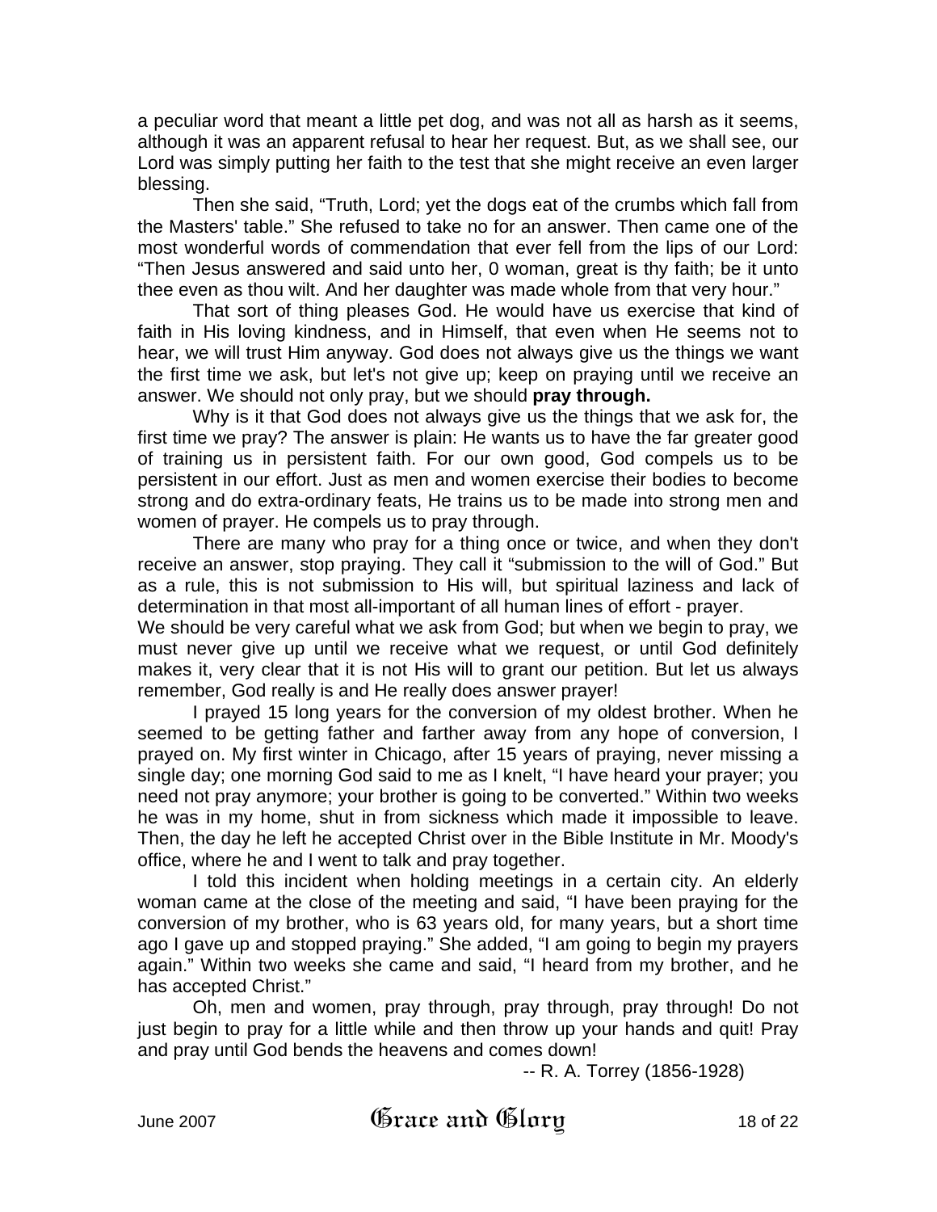a peculiar word that meant a little pet dog, and was not all as harsh as it seems, although it was an apparent refusal to hear her request. But, as we shall see, our Lord was simply putting her faith to the test that she might receive an even larger blessing.

Then she said, "Truth, Lord; yet the dogs eat of the crumbs which fall from the Masters' table." She refused to take no for an answer. Then came one of the most wonderful words of commendation that ever fell from the lips of our Lord: "Then Jesus answered and said unto her, 0 woman, great is thy faith; be it unto thee even as thou wilt. And her daughter was made whole from that very hour."

That sort of thing pleases God. He would have us exercise that kind of faith in His loving kindness, and in Himself, that even when He seems not to hear, we will trust Him anyway. God does not always give us the things we want the first time we ask, but let's not give up; keep on praying until we receive an answer. We should not only pray, but we should **pray through.**

Why is it that God does not always give us the things that we ask for, the first time we pray? The answer is plain: He wants us to have the far greater good of training us in persistent faith. For our own good, God compels us to be persistent in our effort. Just as men and women exercise their bodies to become strong and do extra-ordinary feats, He trains us to be made into strong men and women of prayer. He compels us to pray through.

There are many who pray for a thing once or twice, and when they don't receive an answer, stop praying. They call it "submission to the will of God." But as a rule, this is not submission to His will, but spiritual laziness and lack of determination in that most all-important of all human lines of effort - prayer.

We should be very careful what we ask from God; but when we begin to pray, we must never give up until we receive what we request, or until God definitely makes it, very clear that it is not His will to grant our petition. But let us always remember, God really is and He really does answer prayer!

I prayed 15 long years for the conversion of my oldest brother. When he seemed to be getting father and farther away from any hope of conversion, I prayed on. My first winter in Chicago, after 15 years of praying, never missing a single day; one morning God said to me as I knelt, "I have heard your prayer; you need not pray anymore; your brother is going to be converted." Within two weeks he was in my home, shut in from sickness which made it impossible to leave. Then, the day he left he accepted Christ over in the Bible Institute in Mr. Moody's office, where he and I went to talk and pray together.

I told this incident when holding meetings in a certain city. An elderly woman came at the close of the meeting and said, "I have been praying for the conversion of my brother, who is 63 years old, for many years, but a short time ago I gave up and stopped praying." She added, "I am going to begin my prayers again." Within two weeks she came and said, "I heard from my brother, and he has accepted Christ."

Oh, men and women, pray through, pray through, pray through! Do not just begin to pray for a little while and then throw up your hands and quit! Pray and pray until God bends the heavens and comes down!

-- R. A. Torrey (1856-1928)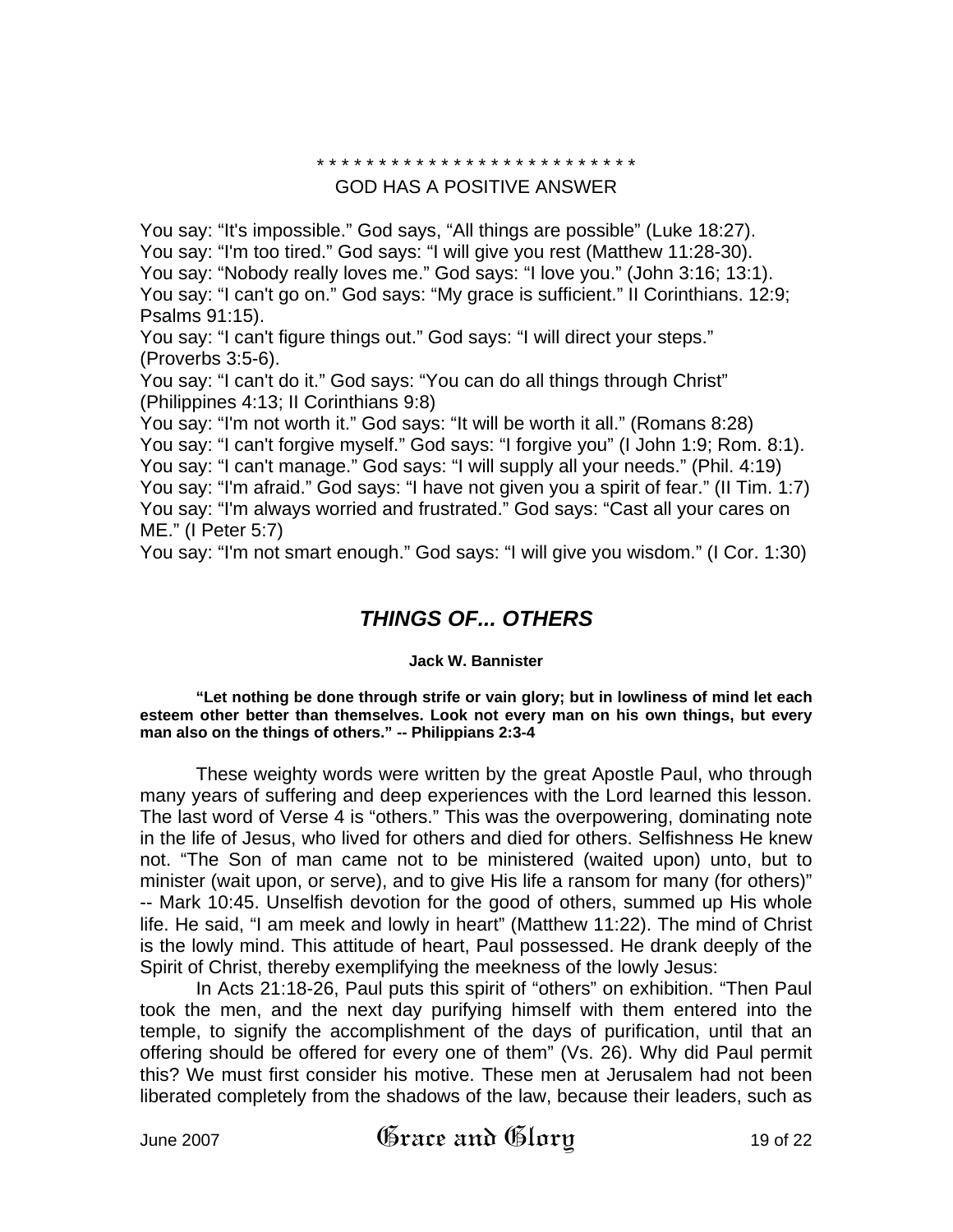\* \* \* \* \* \* \* \* \* \* \* \* \* \* \* \* \* \* \* \* \* \* \* \* \* \*

GOD HAS A POSITIVE ANSWER

You say: “It's impossible.” God says, “All things are possible” (Luke 18:27).
You say: “I'm too tired.” God says: “I will give you rest (Matthew 11:28-30).
You say: “Nobody really loves me.” God says: “I love you.” (John 3:16; 13:1).
You say: “I can't go on.” God says: “My grace is sufficient.” II Corinthians. 12:9; Psalms 91:15).
You say: “I can't figure things out.” God says: “I will direct your steps.” (Proverbs 3:5-6).
You say: “I can't do it.” God says: “You can do all things through Christ” (Philippines 4:13; II Corinthians 9:8)
You say: “I'm not worth it.” God says: “It will be worth it all.” (Romans 8:28)
You say: “I can't forgive myself.” God says: “I forgive you” (I John 1:9; Rom. 8:1).
You say: “I can't manage.” God says: “I will supply all your needs.” (Phil. 4:19)
You say: “I'm afraid.” God says: “I have not given you a spirit of fear.” (II Tim. 1:7)
You say: “I'm always worried and frustrated.” God says: “Cast all your cares on ME.” (I Peter 5:7)
You say: “I'm not smart enough.” God says: “I will give you wisdom.” (I Cor. 1:30)

## *THINGS OF... OTHERS*

**Jack W. Bannister**

**“Let nothing be done through strife or vain glory; but in lowliness of mind let each esteem other better than themselves. Look not every man on his own things, but every man also on the things of others.” -- Philippians 2:3-4**

These weighty words were written by the great Apostle Paul, who through many years of suffering and deep experiences with the Lord learned this lesson. The last word of Verse 4 is “others.” This was the overpowering, dominating note in the life of Jesus, who lived for others and died for others. Selfishness He knew not. “The Son of man came not to be ministered (waited upon) unto, but to minister (wait upon, or serve), and to give His life a ransom for many (for others)” -- Mark 10:45. Unselfish devotion for the good of others, summed up His whole life. He said, “I am meek and lowly in heart” (Matthew 11:22). The mind of Christ is the lowly mind. This attitude of heart, Paul possessed. He drank deeply of the Spirit of Christ, thereby exemplifying the meekness of the lowly Jesus:

In Acts 21:18-26, Paul puts this spirit of “others” on exhibition. “Then Paul took the men, and the next day purifying himself with them entered into the temple, to signify the accomplishment of the days of purification, until that an offering should be offered for every one of them” (Vs. 26). Why did Paul permit this? We must first consider his motive. These men at Jerusalem had not been liberated completely from the shadows of the law, because their leaders, such as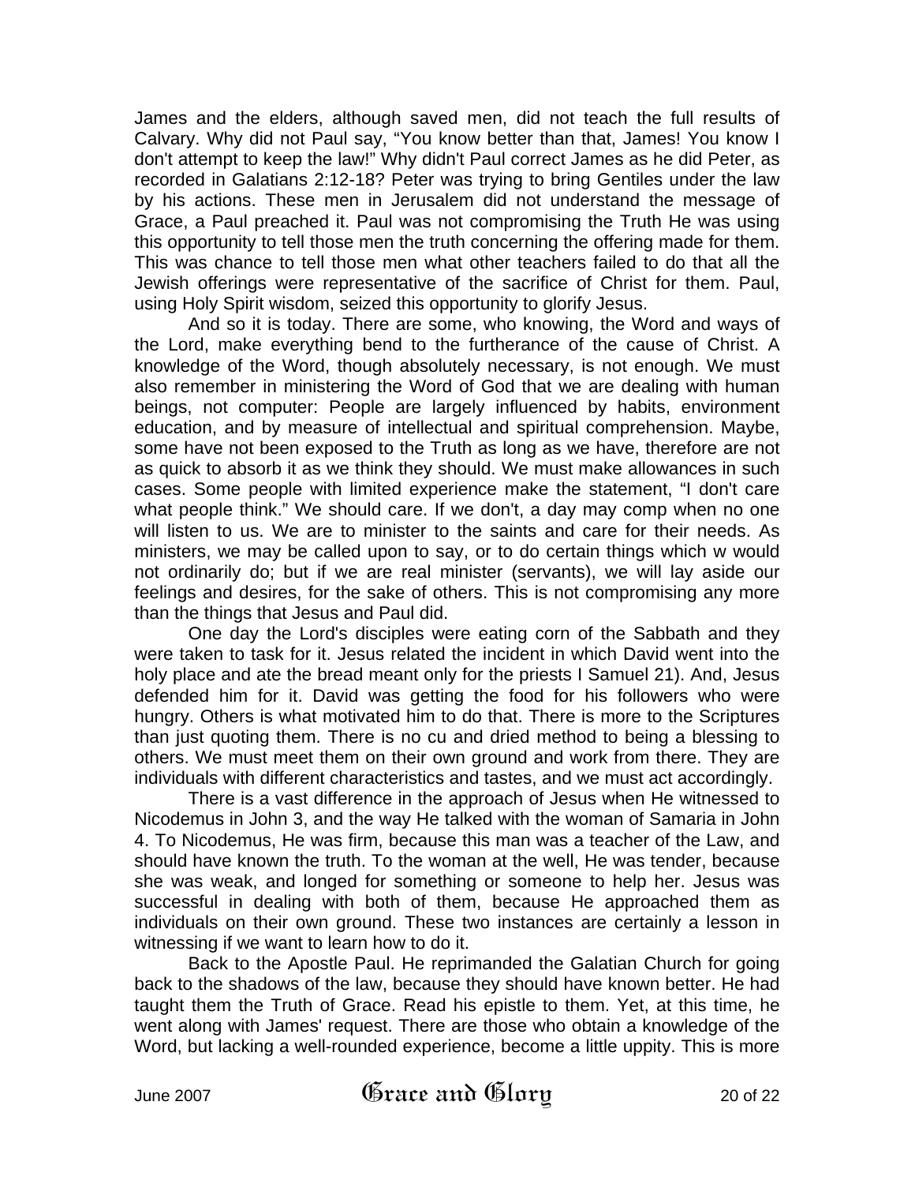James and the elders, although saved men, did not teach the full results of Calvary. Why did not Paul say, "You know better than that, James! You know I don't attempt to keep the law!" Why didn't Paul correct James as he did Peter, as recorded in Galatians 2:12-18? Peter was trying to bring Gentiles under the law by his actions. These men in Jerusalem did not understand the message of Grace, a Paul preached it. Paul was not compromising the Truth He was using this opportunity to tell those men the truth concerning the offering made for them. This was chance to tell those men what other teachers failed to do that all the Jewish offerings were representative of the sacrifice of Christ for them. Paul, using Holy Spirit wisdom, seized this opportunity to glorify Jesus.

And so it is today. There are some, who knowing, the Word and ways of the Lord, make everything bend to the furtherance of the cause of Christ. A knowledge of the Word, though absolutely necessary, is not enough. We must also remember in ministering the Word of God that we are dealing with human beings, not computer: People are largely influenced by habits, environment education, and by measure of intellectual and spiritual comprehension. Maybe, some have not been exposed to the Truth as long as we have, therefore are not as quick to absorb it as we think they should. We must make allowances in such cases. Some people with limited experience make the statement, "I don't care what people think." We should care. If we don't, a day may comp when no one will listen to us. We are to minister to the saints and care for their needs. As ministers, we may be called upon to say, or to do certain things which w would not ordinarily do; but if we are real minister (servants), we will lay aside our feelings and desires, for the sake of others. This is not compromising any more than the things that Jesus and Paul did.

One day the Lord's disciples were eating corn of the Sabbath and they were taken to task for it. Jesus related the incident in which David went into the holy place and ate the bread meant only for the priests I Samuel 21). And, Jesus defended him for it. David was getting the food for his followers who were hungry. Others is what motivated him to do that. There is more to the Scriptures than just quoting them. There is no cu and dried method to being a blessing to others. We must meet them on their own ground and work from there. They are individuals with different characteristics and tastes, and we must act accordingly.

There is a vast difference in the approach of Jesus when He witnessed to Nicodemus in John 3, and the way He talked with the woman of Samaria in John 4. To Nicodemus, He was firm, because this man was a teacher of the Law, and should have known the truth. To the woman at the well, He was tender, because she was weak, and longed for something or someone to help her. Jesus was successful in dealing with both of them, because He approached them as individuals on their own ground. These two instances are certainly a lesson in witnessing if we want to learn how to do it.

Back to the Apostle Paul. He reprimanded the Galatian Church for going back to the shadows of the law, because they should have known better. He had taught them the Truth of Grace. Read his epistle to them. Yet, at this time, he went along with James' request. There are those who obtain a knowledge of the Word, but lacking a well-rounded experience, become a little uppity. This is more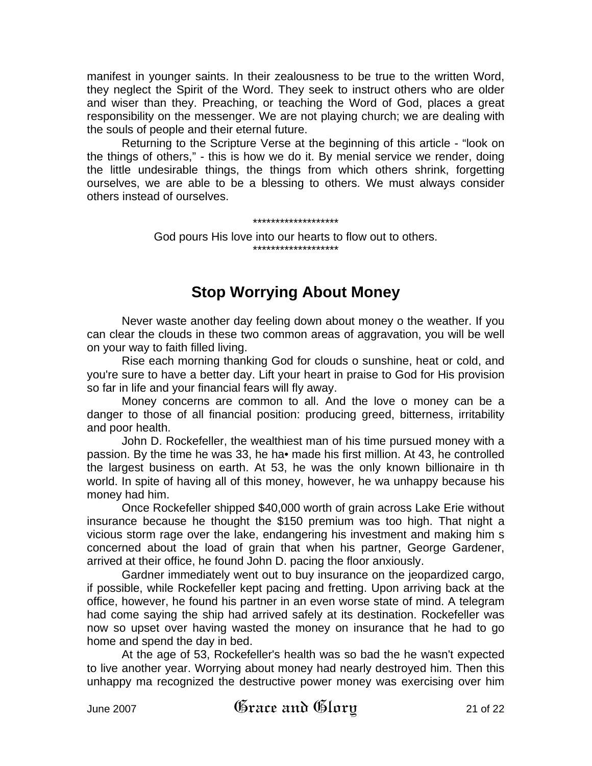manifest in younger saints. In their zealousness to be true to the written Word, they neglect the Spirit of the Word. They seek to instruct others who are older and wiser than they. Preaching, or teaching the Word of God, places a great responsibility on the messenger. We are not playing church; we are dealing with the souls of people and their eternal future.

Returning to the Scripture Verse at the beginning of this article - "look on the things of others," - this is how we do it. By menial service we render, doing the little undesirable things, the things from which others shrink, forgetting ourselves, we are able to be a blessing to others. We must always consider others instead of ourselves.

*******************

God pours His love into our hearts to flow out to others.

*******************

## Stop Worrying About Money

Never waste another day feeling down about money o the weather. If you can clear the clouds in these two common areas of aggravation, you will be well on your way to faith filled living.

Rise each morning thanking God for clouds o sunshine, heat or cold, and you're sure to have a better day. Lift your heart in praise to God for His provision so far in life and your financial fears will fly away.

Money concerns are common to all. And the love o money can be a danger to those of all financial position: producing greed, bitterness, irritability and poor health.

John D. Rockefeller, the wealthiest man of his time pursued money with a passion. By the time he was 33, he ha• made his first million. At 43, he controlled the largest business on earth. At 53, he was the only known billionaire in th world. In spite of having all of this money, however, he wa unhappy because his money had him.

Once Rockefeller shipped $40,000 worth of grain across Lake Erie without insurance because he thought the $150 premium was too high. That night a vicious storm rage over the lake, endangering his investment and making him s concerned about the load of grain that when his partner, George Gardener, arrived at their office, he found John D. pacing the floor anxiously.

Gardner immediately went out to buy insurance on the jeopardized cargo, if possible, while Rockefeller kept pacing and fretting. Upon arriving back at the office, however, he found his partner in an even worse state of mind. A telegram had come saying the ship had arrived safely at its destination. Rockefeller was now so upset over having wasted the money on insurance that he had to go home and spend the day in bed.

At the age of 53, Rockefeller's health was so bad the he wasn't expected to live another year. Worrying about money had nearly destroyed him. Then this unhappy ma recognized the destructive power money was exercising over him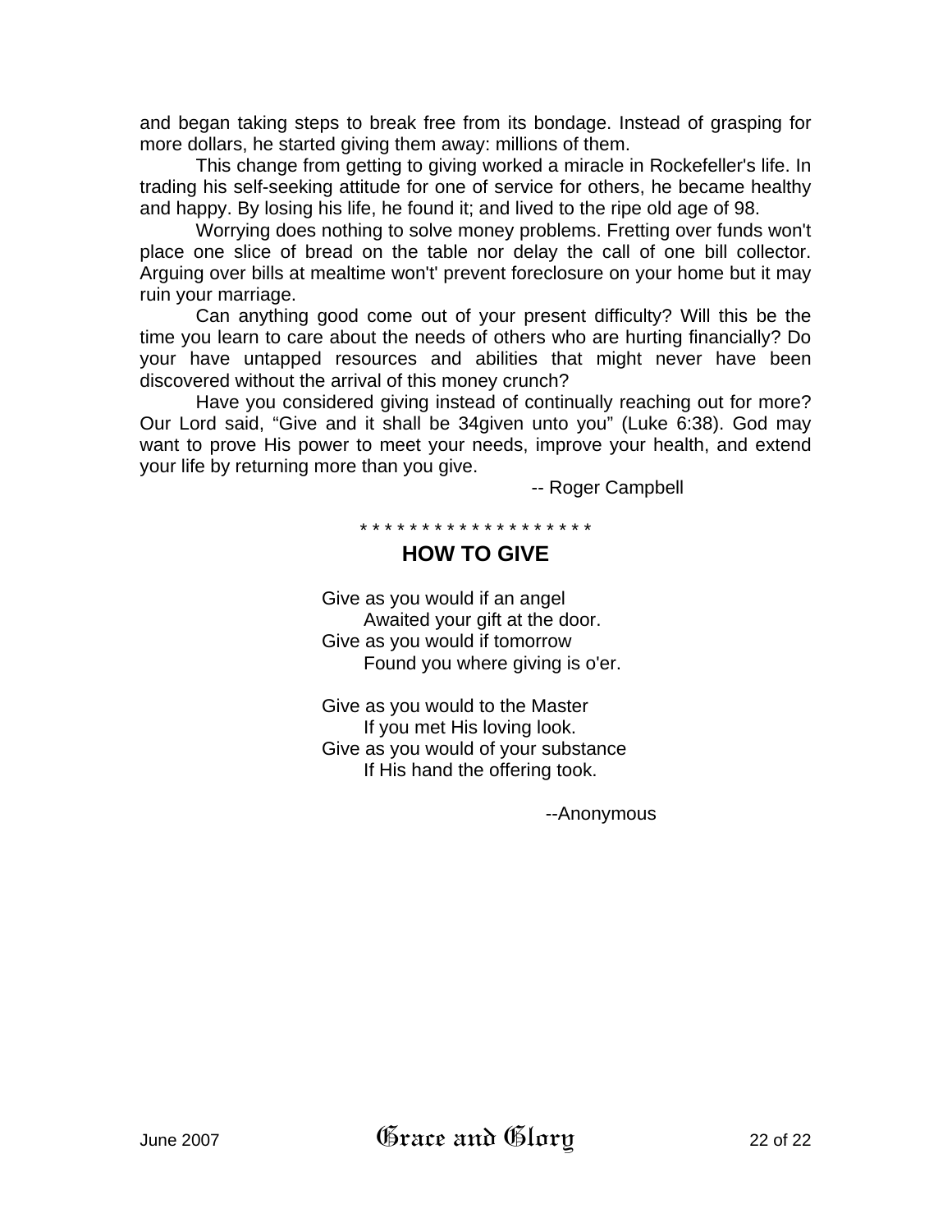and began taking steps to break free from its bondage. Instead of grasping for more dollars, he started giving them away: millions of them.

This change from getting to giving worked a miracle in Rockefeller's life. In trading his self-seeking attitude for one of service for others, he became healthy and happy. By losing his life, he found it; and lived to the ripe old age of 98.

Worrying does nothing to solve money problems. Fretting over funds won't place one slice of bread on the table nor delay the call of one bill collector. Arguing over bills at mealtime won't' prevent foreclosure on your home but it may ruin your marriage.

Can anything good come out of your present difficulty? Will this be the time you learn to care about the needs of others who are hurting financially? Do your have untapped resources and abilities that might never have been discovered without the arrival of this money crunch?

Have you considered giving instead of continually reaching out for more? Our Lord said, "Give and it shall be 34given unto you" (Luke 6:38). God may want to prove His power to meet your needs, improve your health, and extend your life by returning more than you give.

-- Roger Campbell

* * * * * * * * * * * * * * * * * * *

## HOW TO GIVE

Give as you would if an angel
Awaited your gift at the door.
Give as you would if tomorrow
Found you where giving is o'er.

Give as you would to the Master
If you met His loving look.
Give as you would of your substance
If His hand the offering took.

--Anonymous